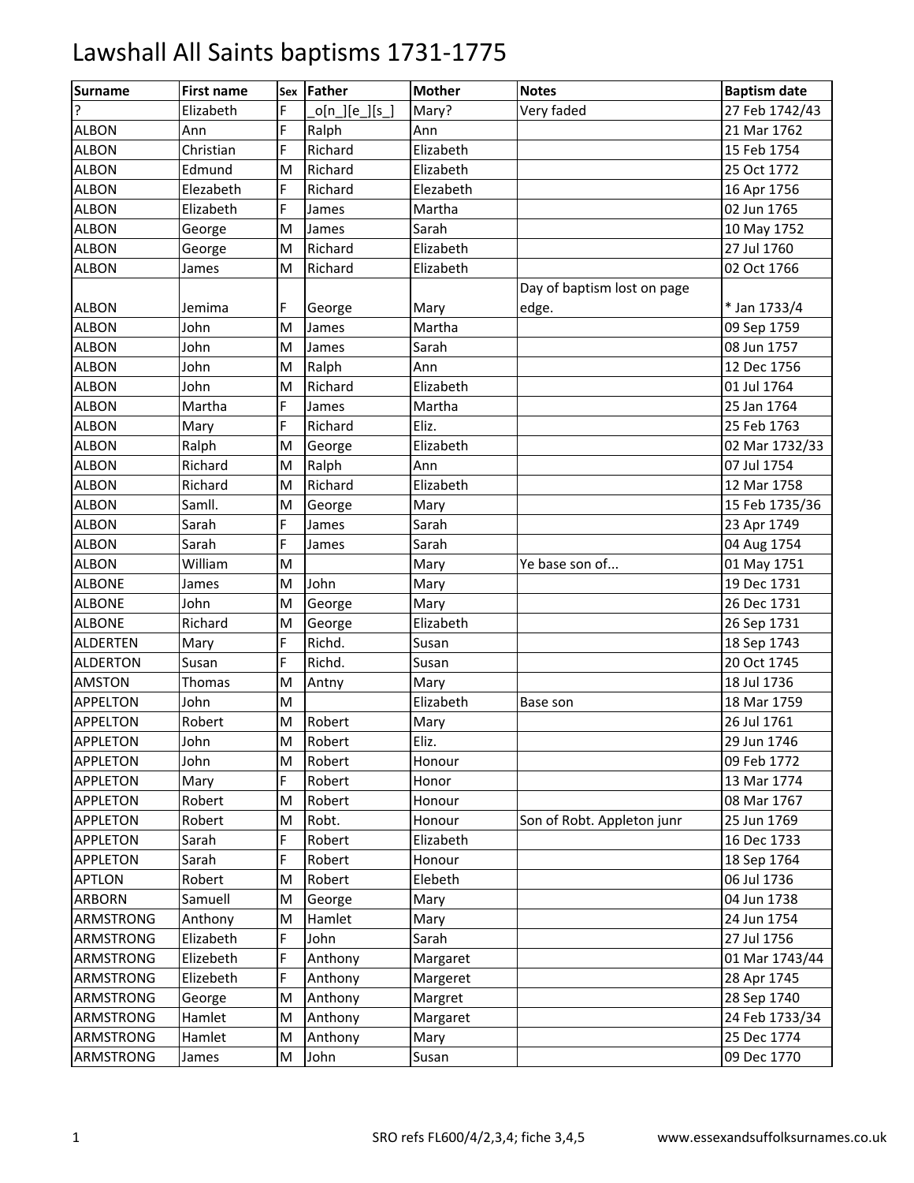# Lawshall All Saints baptisms 1731-1775

| Surname | First name | Sex | Father | Mother | Notes | Baptism date |
|---|---|---|---|---|---|---|
| ? | Elizabeth | F | _o[n_][e_][s_] | Mary? | Very faded | 27 Feb 1742/43 |
| ALBON | Ann | F | Ralph | Ann | | 21 Mar 1762 |
| ALBON | Christian | F | Richard | Elizabeth | | 15 Feb 1754 |
| ALBON | Edmund | M | Richard | Elizabeth | | 25 Oct 1772 |
| ALBON | Elezabeth | F | Richard | Elezabeth | | 16 Apr 1756 |
| ALBON | Elizabeth | F | James | Martha | | 02 Jun 1765 |
| ALBON | George | M | James | Sarah | | 10 May 1752 |
| ALBON | George | M | Richard | Elizabeth | | 27 Jul 1760 |
| ALBON | James | M | Richard | Elizabeth | | 02 Oct 1766 |
| ALBON | Jemima | F | George | Mary | Day of baptism lost on page edge. | * Jan 1733/4 |
| ALBON | John | M | James | Martha | | 09 Sep 1759 |
| ALBON | John | M | James | Sarah | | 08 Jun 1757 |
| ALBON | John | M | Ralph | Ann | | 12 Dec 1756 |
| ALBON | John | M | Richard | Elizabeth | | 01 Jul 1764 |
| ALBON | Martha | F | James | Martha | | 25 Jan 1764 |
| ALBON | Mary | F | Richard | Eliz. | | 25 Feb 1763 |
| ALBON | Ralph | M | George | Elizabeth | | 02 Mar 1732/33 |
| ALBON | Richard | M | Ralph | Ann | | 07 Jul 1754 |
| ALBON | Richard | M | Richard | Elizabeth | | 12 Mar 1758 |
| ALBON | Samll. | M | George | Mary | | 15 Feb 1735/36 |
| ALBON | Sarah | F | James | Sarah | | 23 Apr 1749 |
| ALBON | Sarah | F | James | Sarah | | 04 Aug 1754 |
| ALBON | William | M | | Mary | Ye base son of... | 01 May 1751 |
| ALBONE | James | M | John | Mary | | 19 Dec 1731 |
| ALBONE | John | M | George | Mary | | 26 Dec 1731 |
| ALBONE | Richard | M | George | Elizabeth | | 26 Sep 1731 |
| ALDERTEN | Mary | F | Richd. | Susan | | 18 Sep 1743 |
| ALDERTON | Susan | F | Richd. | Susan | | 20 Oct 1745 |
| AMSTON | Thomas | M | Antny | Mary | | 18 Jul 1736 |
| APPELTON | John | M | | Elizabeth | Base son | 18 Mar 1759 |
| APPELTON | Robert | M | Robert | Mary | | 26 Jul 1761 |
| APPLETON | John | M | Robert | Eliz. | | 29 Jun 1746 |
| APPLETON | John | M | Robert | Honour | | 09 Feb 1772 |
| APPLETON | Mary | F | Robert | Honor | | 13 Mar 1774 |
| APPLETON | Robert | M | Robert | Honour | | 08 Mar 1767 |
| APPLETON | Robert | M | Robt. | Honour | Son of Robt. Appleton junr | 25 Jun 1769 |
| APPLETON | Sarah | F | Robert | Elizabeth | | 16 Dec 1733 |
| APPLETON | Sarah | F | Robert | Honour | | 18 Sep 1764 |
| APTLON | Robert | M | Robert | Elebeth | | 06 Jul 1736 |
| ARBORN | Samuell | M | George | Mary | | 04 Jun 1738 |
| ARMSTRONG | Anthony | M | Hamlet | Mary | | 24 Jun 1754 |
| ARMSTRONG | Elizabeth | F | John | Sarah | | 27 Jul 1756 |
| ARMSTRONG | Elizebeth | F | Anthony | Margaret | | 01 Mar 1743/44 |
| ARMSTRONG | Elizebeth | F | Anthony | Margeret | | 28 Apr 1745 |
| ARMSTRONG | George | M | Anthony | Margret | | 28 Sep 1740 |
| ARMSTRONG | Hamlet | M | Anthony | Margaret | | 24 Feb 1733/34 |
| ARMSTRONG | Hamlet | M | Anthony | Mary | | 25 Dec 1774 |
| ARMSTRONG | James | M | John | Susan | | 09 Dec 1770 |

SRO refs FL600/4/2,3,4; fiche 3,4,5 www.essexandsuffolksurnames.co.uk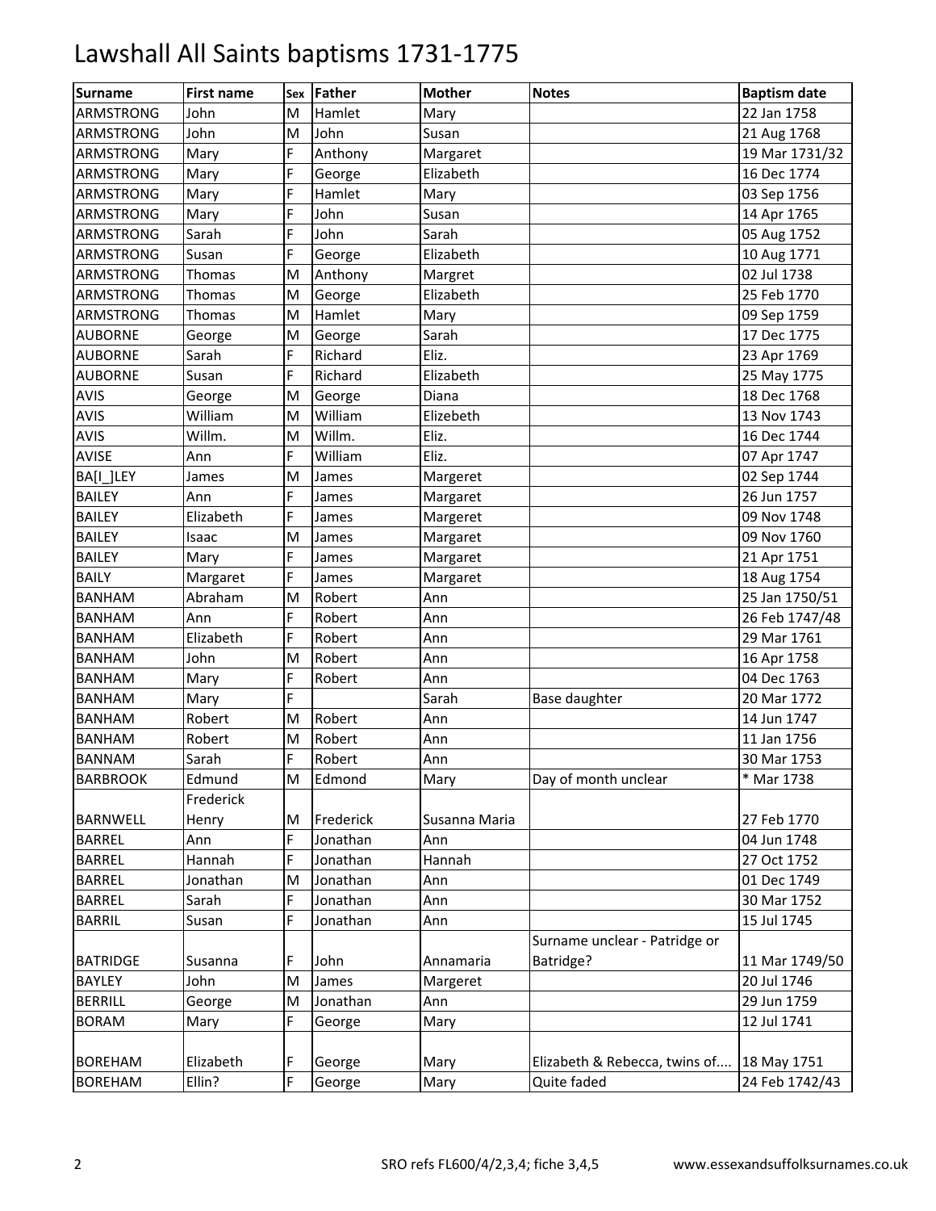# Lawshall All Saints baptisms 1731-1775

| Surname | First name | Sex | Father | Mother | Notes | Baptism date |
|---|---|---|---|---|---|---|
| ARMSTRONG | John | M | Hamlet | Mary | | 22 Jan 1758 |
| ARMSTRONG | John | M | John | Susan | | 21 Aug 1768 |
| ARMSTRONG | Mary | F | Anthony | Margaret | | 19 Mar 1731/32 |
| ARMSTRONG | Mary | F | George | Elizabeth | | 16 Dec 1774 |
| ARMSTRONG | Mary | F | Hamlet | Mary | | 03 Sep 1756 |
| ARMSTRONG | Mary | F | John | Susan | | 14 Apr 1765 |
| ARMSTRONG | Sarah | F | John | Sarah | | 05 Aug 1752 |
| ARMSTRONG | Susan | F | George | Elizabeth | | 10 Aug 1771 |
| ARMSTRONG | Thomas | M | Anthony | Margret | | 02 Jul 1738 |
| ARMSTRONG | Thomas | M | George | Elizabeth | | 25 Feb 1770 |
| ARMSTRONG | Thomas | M | Hamlet | Mary | | 09 Sep 1759 |
| AUBORNE | George | M | George | Sarah | | 17 Dec 1775 |
| AUBORNE | Sarah | F | Richard | Eliz. | | 23 Apr 1769 |
| AUBORNE | Susan | F | Richard | Elizabeth | | 25 May 1775 |
| AVIS | George | M | George | Diana | | 18 Dec 1768 |
| AVIS | William | M | William | Elizebeth | | 13 Nov 1743 |
| AVIS | Willm. | M | Willm. | Eliz. | | 16 Dec 1744 |
| AVISE | Ann | F | William | Eliz. | | 07 Apr 1747 |
| BA[I_]LEY | James | M | James | Margeret | | 02 Sep 1744 |
| BAILEY | Ann | F | James | Margaret | | 26 Jun 1757 |
| BAILEY | Elizabeth | F | James | Margeret | | 09 Nov 1748 |
| BAILEY | Isaac | M | James | Margaret | | 09 Nov 1760 |
| BAILEY | Mary | F | James | Margaret | | 21 Apr 1751 |
| BAILY | Margaret | F | James | Margaret | | 18 Aug 1754 |
| BANHAM | Abraham | M | Robert | Ann | | 25 Jan 1750/51 |
| BANHAM | Ann | F | Robert | Ann | | 26 Feb 1747/48 |
| BANHAM | Elizabeth | F | Robert | Ann | | 29 Mar 1761 |
| BANHAM | John | M | Robert | Ann | | 16 Apr 1758 |
| BANHAM | Mary | F | Robert | Ann | | 04 Dec 1763 |
| BANHAM | Mary | F | | Sarah | Base daughter | 20 Mar 1772 |
| BANHAM | Robert | M | Robert | Ann | | 14 Jun 1747 |
| BANHAM | Robert | M | Robert | Ann | | 11 Jan 1756 |
| BANNAM | Sarah | F | Robert | Ann | | 30 Mar 1753 |
| BARBROOK | Edmund | M | Edmond | Mary | Day of month unclear | * Mar 1738 |
| BARNWELL | Frederick Henry | M | Frederick | Susanna Maria | | 27 Feb 1770 |
| BARREL | Ann | F | Jonathan | Ann | | 04 Jun 1748 |
| BARREL | Hannah | F | Jonathan | Hannah | | 27 Oct 1752 |
| BARREL | Jonathan | M | Jonathan | Ann | | 01 Dec 1749 |
| BARREL | Sarah | F | Jonathan | Ann | | 30 Mar 1752 |
| BARRIL | Susan | F | Jonathan | Ann | | 15 Jul 1745 |
| BATRIDGE | Susanna | F | John | Annamaria | Surname unclear - Patridge or Batridge? | 11 Mar 1749/50 |
| BAYLEY | John | M | James | Margeret | | 20 Jul 1746 |
| BERRILL | George | M | Jonathan | Ann | | 29 Jun 1759 |
| BORAM | Mary | F | George | Mary | | 12 Jul 1741 |
| BOREHAM | Elizabeth | F | George | Mary | Elizabeth & Rebecca, twins of.... | 18 May 1751 |
| BOREHAM | Ellin? | F | George | Mary | Quite faded | 24 Feb 1742/43 |

SRO refs FL600/4/2,3,4; fiche 3,4,5 www.essexandsuffolksurnames.co.uk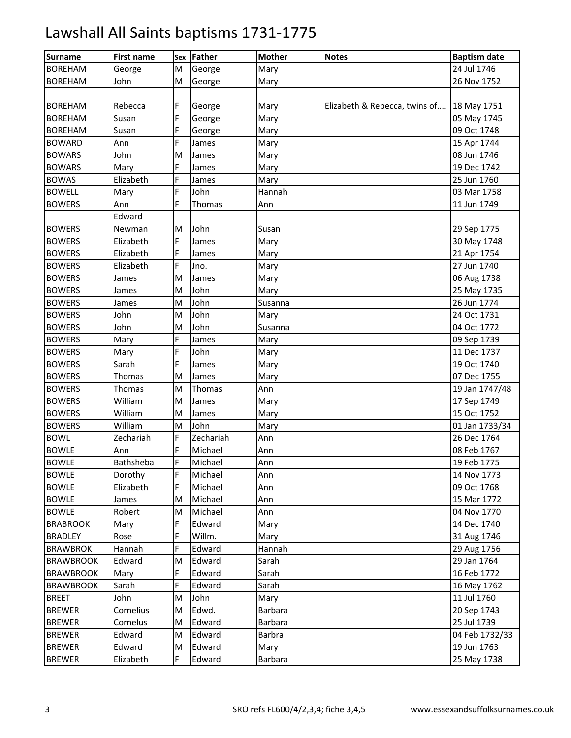# Lawshall All Saints baptisms 1731-1775

| Surname | First name | Sex | Father | Mother | Notes | Baptism date |
|---|---|---|---|---|---|---|
| BOREHAM | George | M | George | Mary | | 24 Jul 1746 |
| BOREHAM | John | M | George | Mary | | 26 Nov 1752 |
| BOREHAM | Rebecca | F | George | Mary | Elizabeth & Rebecca, twins of.... | 18 May 1751 |
| BOREHAM | Susan | F | George | Mary | | 05 May 1745 |
| BOREHAM | Susan | F | George | Mary | | 09 Oct 1748 |
| BOWARD | Ann | F | James | Mary | | 15 Apr 1744 |
| BOWARS | John | M | James | Mary | | 08 Jun 1746 |
| BOWARS | Mary | F | James | Mary | | 19 Dec 1742 |
| BOWAS | Elizabeth | F | James | Mary | | 25 Jun 1760 |
| BOWELL | Mary | F | John | Hannah | | 03 Mar 1758 |
| BOWERS | Ann | F | Thomas | Ann | | 11 Jun 1749 |
| BOWERS | Edward Newman | M | John | Susan | | 29 Sep 1775 |
| BOWERS | Elizabeth | F | James | Mary | | 30 May 1748 |
| BOWERS | Elizabeth | F | James | Mary | | 21 Apr 1754 |
| BOWERS | Elizabeth | F | Jno. | Mary | | 27 Jun 1740 |
| BOWERS | James | M | James | Mary | | 06 Aug 1738 |
| BOWERS | James | M | John | Mary | | 25 May 1735 |
| BOWERS | James | M | John | Susanna | | 26 Jun 1774 |
| BOWERS | John | M | John | Mary | | 24 Oct 1731 |
| BOWERS | John | M | John | Susanna | | 04 Oct 1772 |
| BOWERS | Mary | F | James | Mary | | 09 Sep 1739 |
| BOWERS | Mary | F | John | Mary | | 11 Dec 1737 |
| BOWERS | Sarah | F | James | Mary | | 19 Oct 1740 |
| BOWERS | Thomas | M | James | Mary | | 07 Dec 1755 |
| BOWERS | Thomas | M | Thomas | Ann | | 19 Jan 1747/48 |
| BOWERS | William | M | James | Mary | | 17 Sep 1749 |
| BOWERS | William | M | James | Mary | | 15 Oct 1752 |
| BOWERS | William | M | John | Mary | | 01 Jan 1733/34 |
| BOWL | Zechariah | F | Zechariah | Ann | | 26 Dec 1764 |
| BOWLE | Ann | F | Michael | Ann | | 08 Feb 1767 |
| BOWLE | Bathsheba | F | Michael | Ann | | 19 Feb 1775 |
| BOWLE | Dorothy | F | Michael | Ann | | 14 Nov 1773 |
| BOWLE | Elizabeth | F | Michael | Ann | | 09 Oct 1768 |
| BOWLE | James | M | Michael | Ann | | 15 Mar 1772 |
| BOWLE | Robert | M | Michael | Ann | | 04 Nov 1770 |
| BRABROOK | Mary | F | Edward | Mary | | 14 Dec 1740 |
| BRADLEY | Rose | F | Willm. | Mary | | 31 Aug 1746 |
| BRAWBROK | Hannah | F | Edward | Hannah | | 29 Aug 1756 |
| BRAWBROOK | Edward | M | Edward | Sarah | | 29 Jan 1764 |
| BRAWBROOK | Mary | F | Edward | Sarah | | 16 Feb 1772 |
| BRAWBROOK | Sarah | F | Edward | Sarah | | 16 May 1762 |
| BREET | John | M | John | Mary | | 11 Jul 1760 |
| BREWER | Cornelius | M | Edwd. | Barbara | | 20 Sep 1743 |
| BREWER | Cornelus | M | Edward | Barbara | | 25 Jul 1739 |
| BREWER | Edward | M | Edward | Barbra | | 04 Feb 1732/33 |
| BREWER | Edward | M | Edward | Mary | | 19 Jun 1763 |
| BREWER | Elizabeth | F | Edward | Barbara | | 25 May 1738 |

SRO refs FL600/4/2,3,4; fiche 3,4,5 www.essexandsuffolksurnames.co.uk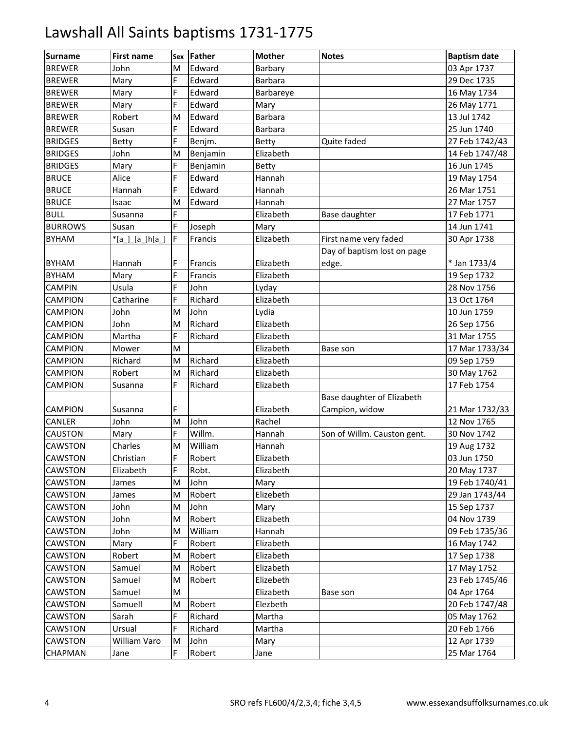# Lawshall All Saints baptisms 1731-1775

| Surname | First name | Sex | Father | Mother | Notes | Baptism date |
|---|---|---|---|---|---|---|
| BREWER | John | M | Edward | Barbary | | 03 Apr 1737 |
| BREWER | Mary | F | Edward | Barbara | | 29 Dec 1735 |
| BREWER | Mary | F | Edward | Barbareye | | 16 May 1734 |
| BREWER | Mary | F | Edward | Mary | | 26 May 1771 |
| BREWER | Robert | M | Edward | Barbara | | 13 Jul 1742 |
| BREWER | Susan | F | Edward | Barbara | | 25 Jun 1740 |
| BRIDGES | Betty | F | Benjm. | Betty | Quite faded | 27 Feb 1742/43 |
| BRIDGES | John | M | Benjamin | Elizabeth | | 14 Feb 1747/48 |
| BRIDGES | Mary | F | Benjamin | Betty | | 16 Jun 1745 |
| BRUCE | Alice | F | Edward | Hannah | | 19 May 1754 |
| BRUCE | Hannah | F | Edward | Hannah | | 26 Mar 1751 |
| BRUCE | Isaac | M | Edward | Hannah | | 27 Mar 1757 |
| BULL | Susanna | F | | Elizabeth | Base daughter | 17 Feb 1771 |
| BURROWS | Susan | F | Joseph | Mary | | 14 Jun 1741 |
| BYHAM | *[a_]_[a_]h[a_] | F | Francis | Elizabeth | First name very faded | 30 Apr 1738 |
| BYHAM | Hannah | F | Francis | Elizabeth | Day of baptism lost on page edge. | * Jan 1733/4 |
| BYHAM | Mary | F | Francis | Elizabeth | | 19 Sep 1732 |
| CAMPIN | Usula | F | John | Lyday | | 28 Nov 1756 |
| CAMPION | Catharine | F | Richard | Elizabeth | | 13 Oct 1764 |
| CAMPION | John | M | John | Lydia | | 10 Jun 1759 |
| CAMPION | John | M | Richard | Elizabeth | | 26 Sep 1756 |
| CAMPION | Martha | F | Richard | Elizabeth | | 31 Mar 1755 |
| CAMPION | Mower | M | | Elizabeth | Base son | 17 Mar 1733/34 |
| CAMPION | Richard | M | Richard | Elizabeth | | 09 Sep 1759 |
| CAMPION | Robert | M | Richard | Elizabeth | | 30 May 1762 |
| CAMPION | Susanna | F | Richard | Elizabeth | | 17 Feb 1754 |
| CAMPION | Susanna | F | | Elizabeth | Base daughter of Elizabeth Campion, widow | 21 Mar 1732/33 |
| CANLER | John | M | John | Rachel | | 12 Nov 1765 |
| CAUSTON | Mary | F | Willm. | Hannah | Son of Willm. Causton gent. | 30 Nov 1742 |
| CAWSTON | Charles | M | William | Hannah | | 19 Aug 1732 |
| CAWSTON | Christian | F | Robert | Elizabeth | | 03 Jun 1750 |
| CAWSTON | Elizabeth | F | Robt. | Elizabeth | | 20 May 1737 |
| CAWSTON | James | M | John | Mary | | 19 Feb 1740/41 |
| CAWSTON | James | M | Robert | Elizebeth | | 29 Jan 1743/44 |
| CAWSTON | John | M | John | Mary | | 15 Sep 1737 |
| CAWSTON | John | M | Robert | Elizabeth | | 04 Nov 1739 |
| CAWSTON | John | M | William | Hannah | | 09 Feb 1735/36 |
| CAWSTON | Mary | F | Robert | Elizabeth | | 16 May 1742 |
| CAWSTON | Robert | M | Robert | Elizabeth | | 17 Sep 1738 |
| CAWSTON | Samuel | M | Robert | Elizabeth | | 17 May 1752 |
| CAWSTON | Samuel | M | Robert | Elizebeth | | 23 Feb 1745/46 |
| CAWSTON | Samuel | M | | Elizabeth | Base son | 04 Apr 1764 |
| CAWSTON | Samuell | M | Robert | Elezbeth | | 20 Feb 1747/48 |
| CAWSTON | Sarah | F | Richard | Martha | | 05 May 1762 |
| CAWSTON | Ursual | F | Richard | Martha | | 20 Feb 1766 |
| CAWSTON | William Varo | M | John | Mary | | 12 Apr 1739 |
| CHAPMAN | Jane | F | Robert | Jane | | 25 Mar 1764 |

SRO refs FL600/4/2,3,4; fiche 3,4,5 www.essexandsuffolksurnames.co.uk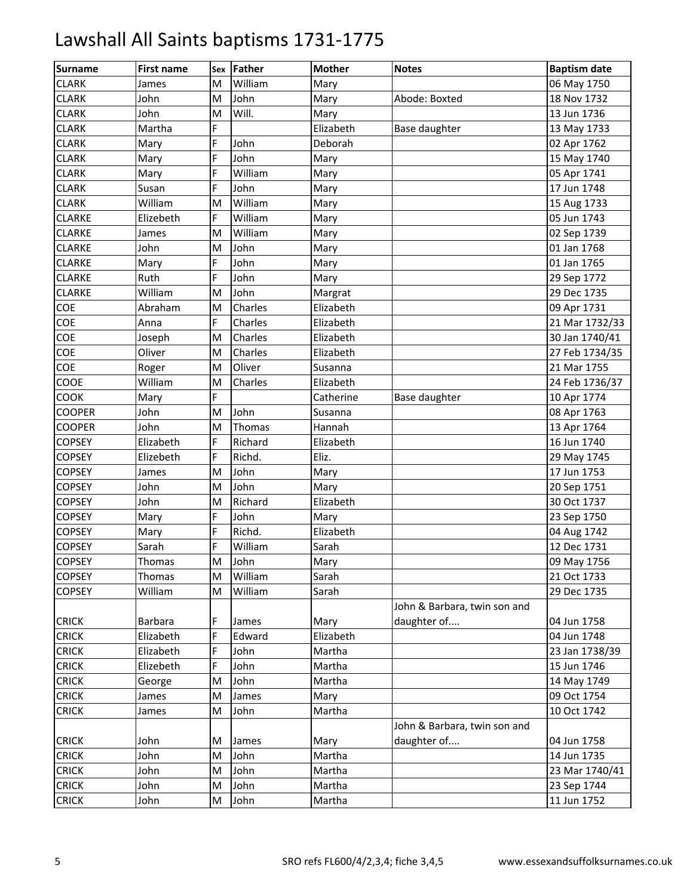# Lawshall All Saints baptisms 1731-1775

| Surname | First name | Sex | Father | Mother | Notes | Baptism date |
|---|---|---|---|---|---|---|
| CLARK | James | M | William | Mary | | 06 May 1750 |
| CLARK | John | M | John | Mary | Abode: Boxted | 18 Nov 1732 |
| CLARK | John | M | Will. | Mary | | 13 Jun 1736 |
| CLARK | Martha | F | | Elizabeth | Base daughter | 13 May 1733 |
| CLARK | Mary | F | John | Deborah | | 02 Apr 1762 |
| CLARK | Mary | F | John | Mary | | 15 May 1740 |
| CLARK | Mary | F | William | Mary | | 05 Apr 1741 |
| CLARK | Susan | F | John | Mary | | 17 Jun 1748 |
| CLARK | William | M | William | Mary | | 15 Aug 1733 |
| CLARKE | Elizebeth | F | William | Mary | | 05 Jun 1743 |
| CLARKE | James | M | William | Mary | | 02 Sep 1739 |
| CLARKE | John | M | John | Mary | | 01 Jan 1768 |
| CLARKE | Mary | F | John | Mary | | 01 Jan 1765 |
| CLARKE | Ruth | F | John | Mary | | 29 Sep 1772 |
| CLARKE | William | M | John | Margrat | | 29 Dec 1735 |
| COE | Abraham | M | Charles | Elizabeth | | 09 Apr 1731 |
| COE | Anna | F | Charles | Elizabeth | | 21 Mar 1732/33 |
| COE | Joseph | M | Charles | Elizabeth | | 30 Jan 1740/41 |
| COE | Oliver | M | Charles | Elizabeth | | 27 Feb 1734/35 |
| COE | Roger | M | Oliver | Susanna | | 21 Mar 1755 |
| COOE | William | M | Charles | Elizabeth | | 24 Feb 1736/37 |
| COOK | Mary | F | | Catherine | Base daughter | 10 Apr 1774 |
| COOPER | John | M | John | Susanna | | 08 Apr 1763 |
| COOPER | John | M | Thomas | Hannah | | 13 Apr 1764 |
| COPSEY | Elizabeth | F | Richard | Elizabeth | | 16 Jun 1740 |
| COPSEY | Elizebeth | F | Richd. | Eliz. | | 29 May 1745 |
| COPSEY | James | M | John | Mary | | 17 Jun 1753 |
| COPSEY | John | M | John | Mary | | 20 Sep 1751 |
| COPSEY | John | M | Richard | Elizabeth | | 30 Oct 1737 |
| COPSEY | Mary | F | John | Mary | | 23 Sep 1750 |
| COPSEY | Mary | F | Richd. | Elizabeth | | 04 Aug 1742 |
| COPSEY | Sarah | F | William | Sarah | | 12 Dec 1731 |
| COPSEY | Thomas | M | John | Mary | | 09 May 1756 |
| COPSEY | Thomas | M | William | Sarah | | 21 Oct 1733 |
| COPSEY | William | M | William | Sarah | | 29 Dec 1735 |
| CRICK | Barbara | F | James | Mary | John & Barbara, twin son and daughter of.... | 04 Jun 1758 |
| CRICK | Elizabeth | F | Edward | Elizabeth | | 04 Jun 1748 |
| CRICK | Elizabeth | F | John | Martha | | 23 Jan 1738/39 |
| CRICK | Elizebeth | F | John | Martha | | 15 Jun 1746 |
| CRICK | George | M | John | Martha | | 14 May 1749 |
| CRICK | James | M | James | Mary | | 09 Oct 1754 |
| CRICK | James | M | John | Martha | | 10 Oct 1742 |
| CRICK | John | M | James | Mary | John & Barbara, twin son and daughter of.... | 04 Jun 1758 |
| CRICK | John | M | John | Martha | | 14 Jun 1735 |
| CRICK | John | M | John | Martha | | 23 Mar 1740/41 |
| CRICK | John | M | John | Martha | | 23 Sep 1744 |
| CRICK | John | M | John | Martha | | 11 Jun 1752 |

SRO refs FL600/4/2,3,4; fiche 3,4,5    www.essexandsuffolksurnames.co.uk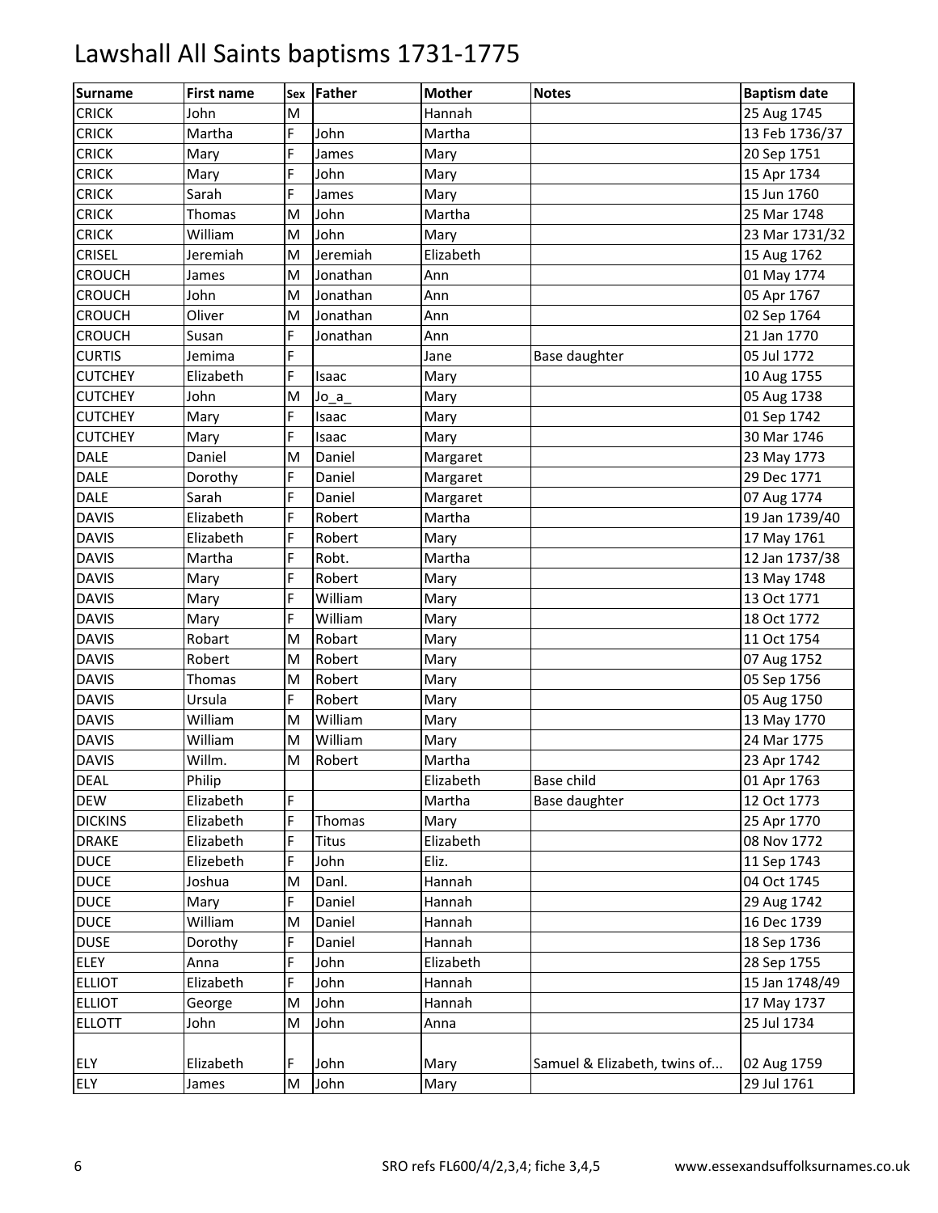# Lawshall All Saints baptisms 1731-1775

| Surname | First name | Sex | Father | Mother | Notes | Baptism date |
|---|---|---|---|---|---|---|
| CRICK | John | M | | Hannah | | 25 Aug 1745 |
| CRICK | Martha | F | John | Martha | | 13 Feb 1736/37 |
| CRICK | Mary | F | James | Mary | | 20 Sep 1751 |
| CRICK | Mary | F | John | Mary | | 15 Apr 1734 |
| CRICK | Sarah | F | James | Mary | | 15 Jun 1760 |
| CRICK | Thomas | M | John | Martha | | 25 Mar 1748 |
| CRICK | William | M | John | Mary | | 23 Mar 1731/32 |
| CRISEL | Jeremiah | M | Jeremiah | Elizabeth | | 15 Aug 1762 |
| CROUCH | James | M | Jonathan | Ann | | 01 May 1774 |
| CROUCH | John | M | Jonathan | Ann | | 05 Apr 1767 |
| CROUCH | Oliver | M | Jonathan | Ann | | 02 Sep 1764 |
| CROUCH | Susan | F | Jonathan | Ann | | 21 Jan 1770 |
| CURTIS | Jemima | F | | Jane | Base daughter | 05 Jul 1772 |
| CUTCHEY | Elizabeth | F | Isaac | Mary | | 10 Aug 1755 |
| CUTCHEY | John | M | Jo_a_ | Mary | | 05 Aug 1738 |
| CUTCHEY | Mary | F | Isaac | Mary | | 01 Sep 1742 |
| CUTCHEY | Mary | F | Isaac | Mary | | 30 Mar 1746 |
| DALE | Daniel | M | Daniel | Margaret | | 23 May 1773 |
| DALE | Dorothy | F | Daniel | Margaret | | 29 Dec 1771 |
| DALE | Sarah | F | Daniel | Margaret | | 07 Aug 1774 |
| DAVIS | Elizabeth | F | Robert | Martha | | 19 Jan 1739/40 |
| DAVIS | Elizabeth | F | Robert | Mary | | 17 May 1761 |
| DAVIS | Martha | F | Robt. | Martha | | 12 Jan 1737/38 |
| DAVIS | Mary | F | Robert | Mary | | 13 May 1748 |
| DAVIS | Mary | F | William | Mary | | 13 Oct 1771 |
| DAVIS | Mary | F | William | Mary | | 18 Oct 1772 |
| DAVIS | Robart | M | Robart | Mary | | 11 Oct 1754 |
| DAVIS | Robert | M | Robert | Mary | | 07 Aug 1752 |
| DAVIS | Thomas | M | Robert | Mary | | 05 Sep 1756 |
| DAVIS | Ursula | F | Robert | Mary | | 05 Aug 1750 |
| DAVIS | William | M | William | Mary | | 13 May 1770 |
| DAVIS | William | M | William | Mary | | 24 Mar 1775 |
| DAVIS | Willm. | M | Robert | Martha | | 23 Apr 1742 |
| DEAL | Philip | | | Elizabeth | Base child | 01 Apr 1763 |
| DEW | Elizabeth | F | | Martha | Base daughter | 12 Oct 1773 |
| DICKINS | Elizabeth | F | Thomas | Mary | | 25 Apr 1770 |
| DRAKE | Elizabeth | F | Titus | Elizabeth | | 08 Nov 1772 |
| DUCE | Elizebeth | F | John | Eliz. | | 11 Sep 1743 |
| DUCE | Joshua | M | Danl. | Hannah | | 04 Oct 1745 |
| DUCE | Mary | F | Daniel | Hannah | | 29 Aug 1742 |
| DUCE | William | M | Daniel | Hannah | | 16 Dec 1739 |
| DUSE | Dorothy | F | Daniel | Hannah | | 18 Sep 1736 |
| ELEY | Anna | F | John | Elizabeth | | 28 Sep 1755 |
| ELLIOT | Elizabeth | F | John | Hannah | | 15 Jan 1748/49 |
| ELLIOT | George | M | John | Hannah | | 17 May 1737 |
| ELLOTT | John | M | John | Anna | | 25 Jul 1734 |
| ELY | Elizabeth | F | John | Mary | Samuel & Elizabeth, twins of... | 02 Aug 1759 |
| ELY | James | M | John | Mary | | 29 Jul 1761 |

SRO refs FL600/4/2,3,4; fiche 3,4,5 www.essexandsuffolksurnames.co.uk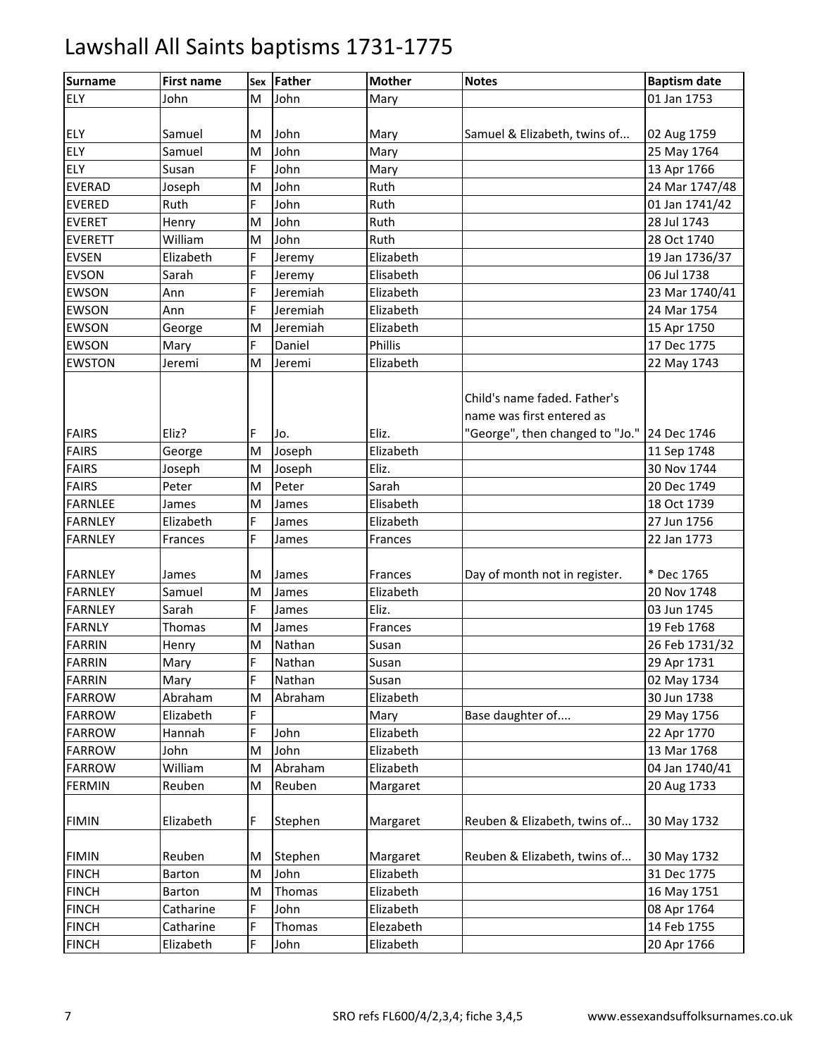# Lawshall All Saints baptisms 1731-1775

| Surname | First name | Sex | Father | Mother | Notes | Baptism date |
|---|---|---|---|---|---|---|
| ELY | John | M | John | Mary | | 01 Jan 1753 |
| ELY | Samuel | M | John | Mary | Samuel & Elizabeth, twins of... | 02 Aug 1759 |
| ELY | Samuel | M | John | Mary | | 25 May 1764 |
| ELY | Susan | F | John | Mary | | 13 Apr 1766 |
| EVERAD | Joseph | M | John | Ruth | | 24 Mar 1747/48 |
| EVERED | Ruth | F | John | Ruth | | 01 Jan 1741/42 |
| EVERET | Henry | M | John | Ruth | | 28 Jul 1743 |
| EVERETT | William | M | John | Ruth | | 28 Oct 1740 |
| EVSEN | Elizabeth | F | Jeremy | Elizabeth | | 19 Jan 1736/37 |
| EVSON | Sarah | F | Jeremy | Elisabeth | | 06 Jul 1738 |
| EWSON | Ann | F | Jeremiah | Elizabeth | | 23 Mar 1740/41 |
| EWSON | Ann | F | Jeremiah | Elizabeth | | 24 Mar 1754 |
| EWSON | George | M | Jeremiah | Elizabeth | | 15 Apr 1750 |
| EWSON | Mary | F | Daniel | Phillis | | 17 Dec 1775 |
| EWSTON | Jeremi | M | Jeremi | Elizabeth | | 22 May 1743 |
| FAIRS | Eliz? | F | Jo. | Eliz. | Child's name faded. Father's name was first entered as "George", then changed to "Jo." | 24 Dec 1746 |
| FAIRS | George | M | Joseph | Elizabeth | | 11 Sep 1748 |
| FAIRS | Joseph | M | Joseph | Eliz. | | 30 Nov 1744 |
| FAIRS | Peter | M | Peter | Sarah | | 20 Dec 1749 |
| FARNLEE | James | M | James | Elisabeth | | 18 Oct 1739 |
| FARNLEY | Elizabeth | F | James | Elizabeth | | 27 Jun 1756 |
| FARNLEY | Frances | F | James | Frances | | 22 Jan 1773 |
| FARNLEY | James | M | James | Frances | Day of month not in register. | * Dec 1765 |
| FARNLEY | Samuel | M | James | Elizabeth | | 20 Nov 1748 |
| FARNLEY | Sarah | F | James | Eliz. | | 03 Jun 1745 |
| FARNLY | Thomas | M | James | Frances | | 19 Feb 1768 |
| FARRIN | Henry | M | Nathan | Susan | | 26 Feb 1731/32 |
| FARRIN | Mary | F | Nathan | Susan | | 29 Apr 1731 |
| FARRIN | Mary | F | Nathan | Susan | | 02 May 1734 |
| FARROW | Abraham | M | Abraham | Elizabeth | | 30 Jun 1738 |
| FARROW | Elizabeth | F | | Mary | Base daughter of.... | 29 May 1756 |
| FARROW | Hannah | F | John | Elizabeth | | 22 Apr 1770 |
| FARROW | John | M | John | Elizabeth | | 13 Mar 1768 |
| FARROW | William | M | Abraham | Elizabeth | | 04 Jan 1740/41 |
| FERMIN | Reuben | M | Reuben | Margaret | | 20 Aug 1733 |
| FIMIN | Elizabeth | F | Stephen | Margaret | Reuben & Elizabeth, twins of... | 30 May 1732 |
| FIMIN | Reuben | M | Stephen | Margaret | Reuben & Elizabeth, twins of... | 30 May 1732 |
| FINCH | Barton | M | John | Elizabeth | | 31 Dec 1775 |
| FINCH | Barton | M | Thomas | Elizabeth | | 16 May 1751 |
| FINCH | Catharine | F | John | Elizabeth | | 08 Apr 1764 |
| FINCH | Catharine | F | Thomas | Elezabeth | | 14 Feb 1755 |
| FINCH | Elizabeth | F | John | Elizabeth | | 20 Apr 1766 |

SRO refs FL600/4/2,3,4; fiche 3,4,5 www.essexandsuffolksurnames.co.uk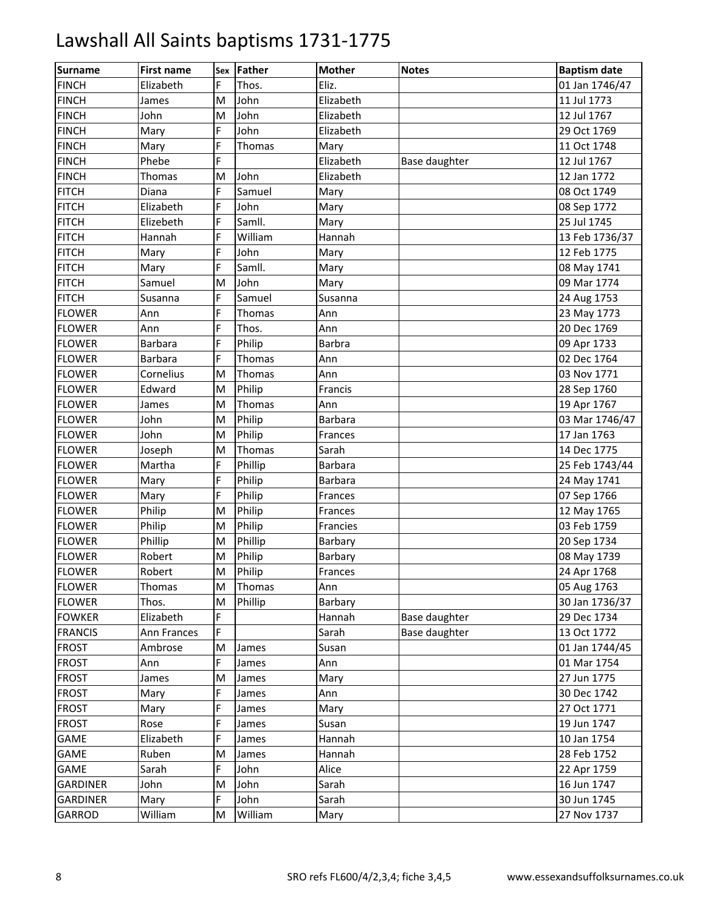# Lawshall All Saints baptisms 1731-1775

| Surname | First name | Sex | Father | Mother | Notes | Baptism date |
|---|---|---|---|---|---|---|
| FINCH | Elizabeth | F | Thos. | Eliz. | | 01 Jan 1746/47 |
| FINCH | James | M | John | Elizabeth | | 11 Jul 1773 |
| FINCH | John | M | John | Elizabeth | | 12 Jul 1767 |
| FINCH | Mary | F | John | Elizabeth | | 29 Oct 1769 |
| FINCH | Mary | F | Thomas | Mary | | 11 Oct 1748 |
| FINCH | Phebe | F | | Elizabeth | Base daughter | 12 Jul 1767 |
| FINCH | Thomas | M | John | Elizabeth | | 12 Jan 1772 |
| FITCH | Diana | F | Samuel | Mary | | 08 Oct 1749 |
| FITCH | Elizabeth | F | John | Mary | | 08 Sep 1772 |
| FITCH | Elizebeth | F | Samll. | Mary | | 25 Jul 1745 |
| FITCH | Hannah | F | William | Hannah | | 13 Feb 1736/37 |
| FITCH | Mary | F | John | Mary | | 12 Feb 1775 |
| FITCH | Mary | F | Samll. | Mary | | 08 May 1741 |
| FITCH | Samuel | M | John | Mary | | 09 Mar 1774 |
| FITCH | Susanna | F | Samuel | Susanna | | 24 Aug 1753 |
| FLOWER | Ann | F | Thomas | Ann | | 23 May 1773 |
| FLOWER | Ann | F | Thos. | Ann | | 20 Dec 1769 |
| FLOWER | Barbara | F | Philip | Barbra | | 09 Apr 1733 |
| FLOWER | Barbara | F | Thomas | Ann | | 02 Dec 1764 |
| FLOWER | Cornelius | M | Thomas | Ann | | 03 Nov 1771 |
| FLOWER | Edward | M | Philip | Francis | | 28 Sep 1760 |
| FLOWER | James | M | Thomas | Ann | | 19 Apr 1767 |
| FLOWER | John | M | Philip | Barbara | | 03 Mar 1746/47 |
| FLOWER | John | M | Philip | Frances | | 17 Jan 1763 |
| FLOWER | Joseph | M | Thomas | Sarah | | 14 Dec 1775 |
| FLOWER | Martha | F | Phillip | Barbara | | 25 Feb 1743/44 |
| FLOWER | Mary | F | Philip | Barbara | | 24 May 1741 |
| FLOWER | Mary | F | Philip | Frances | | 07 Sep 1766 |
| FLOWER | Philip | M | Philip | Frances | | 12 May 1765 |
| FLOWER | Philip | M | Philip | Francies | | 03 Feb 1759 |
| FLOWER | Phillip | M | Phillip | Barbary | | 20 Sep 1734 |
| FLOWER | Robert | M | Philip | Barbary | | 08 May 1739 |
| FLOWER | Robert | M | Philip | Frances | | 24 Apr 1768 |
| FLOWER | Thomas | M | Thomas | Ann | | 05 Aug 1763 |
| FLOWER | Thos. | M | Phillip | Barbary | | 30 Jan 1736/37 |
| FOWKER | Elizabeth | F | | Hannah | Base daughter | 29 Dec 1734 |
| FRANCIS | Ann Frances | F | | Sarah | Base daughter | 13 Oct 1772 |
| FROST | Ambrose | M | James | Susan | | 01 Jan 1744/45 |
| FROST | Ann | F | James | Ann | | 01 Mar 1754 |
| FROST | James | M | James | Mary | | 27 Jun 1775 |
| FROST | Mary | F | James | Ann | | 30 Dec 1742 |
| FROST | Mary | F | James | Mary | | 27 Oct 1771 |
| FROST | Rose | F | James | Susan | | 19 Jun 1747 |
| GAME | Elizabeth | F | James | Hannah | | 10 Jan 1754 |
| GAME | Ruben | M | James | Hannah | | 28 Feb 1752 |
| GAME | Sarah | F | John | Alice | | 22 Apr 1759 |
| GARDINER | John | M | John | Sarah | | 16 Jun 1747 |
| GARDINER | Mary | F | John | Sarah | | 30 Jun 1745 |
| GARROD | William | M | William | Mary | | 27 Nov 1737 |

SRO refs FL600/4/2,3,4; fiche 3,4,5

www.essexandsuffolksurnames.co.uk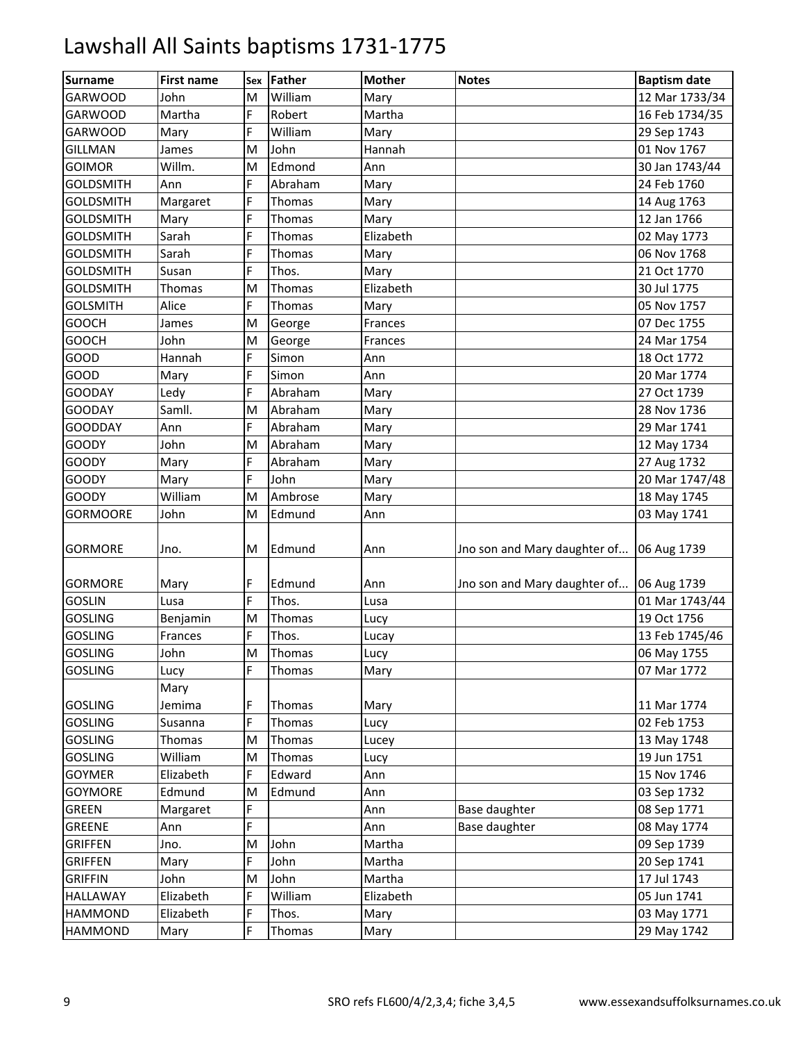# Lawshall All Saints baptisms 1731-1775

| Surname | First name | Sex | Father | Mother | Notes | Baptism date |
|---|---|---|---|---|---|---|
| GARWOOD | John | M | William | Mary | | 12 Mar 1733/34 |
| GARWOOD | Martha | F | Robert | Martha | | 16 Feb 1734/35 |
| GARWOOD | Mary | F | William | Mary | | 29 Sep 1743 |
| GILLMAN | James | M | John | Hannah | | 01 Nov 1767 |
| GOIMOR | Willm. | M | Edmond | Ann | | 30 Jan 1743/44 |
| GOLDSMITH | Ann | F | Abraham | Mary | | 24 Feb 1760 |
| GOLDSMITH | Margaret | F | Thomas | Mary | | 14 Aug 1763 |
| GOLDSMITH | Mary | F | Thomas | Mary | | 12 Jan 1766 |
| GOLDSMITH | Sarah | F | Thomas | Elizabeth | | 02 May 1773 |
| GOLDSMITH | Sarah | F | Thomas | Mary | | 06 Nov 1768 |
| GOLDSMITH | Susan | F | Thos. | Mary | | 21 Oct 1770 |
| GOLDSMITH | Thomas | M | Thomas | Elizabeth | | 30 Jul 1775 |
| GOLSMITH | Alice | F | Thomas | Mary | | 05 Nov 1757 |
| GOOCH | James | M | George | Frances | | 07 Dec 1755 |
| GOOCH | John | M | George | Frances | | 24 Mar 1754 |
| GOOD | Hannah | F | Simon | Ann | | 18 Oct 1772 |
| GOOD | Mary | F | Simon | Ann | | 20 Mar 1774 |
| GOODAY | Ledy | F | Abraham | Mary | | 27 Oct 1739 |
| GOODAY | Samll. | M | Abraham | Mary | | 28 Nov 1736 |
| GOODDAY | Ann | F | Abraham | Mary | | 29 Mar 1741 |
| GOODY | John | M | Abraham | Mary | | 12 May 1734 |
| GOODY | Mary | F | Abraham | Mary | | 27 Aug 1732 |
| GOODY | Mary | F | John | Mary | | 20 Mar 1747/48 |
| GOODY | William | M | Ambrose | Mary | | 18 May 1745 |
| GORMOORE | John | M | Edmund | Ann | | 03 May 1741 |
| GORMORE | Jno. | M | Edmund | Ann | Jno son and Mary daughter of... | 06 Aug 1739 |
| GORMORE | Mary | F | Edmund | Ann | Jno son and Mary daughter of... | 06 Aug 1739 |
| GOSLIN | Lusa | F | Thos. | Lusa | | 01 Mar 1743/44 |
| GOSLING | Benjamin | M | Thomas | Lucy | | 19 Oct 1756 |
| GOSLING | Frances | F | Thos. | Lucay | | 13 Feb 1745/46 |
| GOSLING | John | M | Thomas | Lucy | | 06 May 1755 |
| GOSLING | Lucy | F | Thomas | Mary | | 07 Mar 1772 |
| GOSLING | Mary Jemima | F | Thomas | Mary | | 11 Mar 1774 |
| GOSLING | Susanna | F | Thomas | Lucy | | 02 Feb 1753 |
| GOSLING | Thomas | M | Thomas | Lucey | | 13 May 1748 |
| GOSLING | William | M | Thomas | Lucy | | 19 Jun 1751 |
| GOYMER | Elizabeth | F | Edward | Ann | | 15 Nov 1746 |
| GOYMORE | Edmund | M | Edmund | Ann | | 03 Sep 1732 |
| GREEN | Margaret | F | | Ann | Base daughter | 08 Sep 1771 |
| GREENE | Ann | F | | Ann | Base daughter | 08 May 1774 |
| GRIFFEN | Jno. | M | John | Martha | | 09 Sep 1739 |
| GRIFFEN | Mary | F | John | Martha | | 20 Sep 1741 |
| GRIFFIN | John | M | John | Martha | | 17 Jul 1743 |
| HALLAWAY | Elizabeth | F | William | Elizabeth | | 05 Jun 1741 |
| HAMMOND | Elizabeth | F | Thos. | Mary | | 03 May 1771 |
| HAMMOND | Mary | F | Thomas | Mary | | 29 May 1742 |

SRO refs FL600/4/2,3,4; fiche 3,4,5 www.essexandsuffolksurnames.co.uk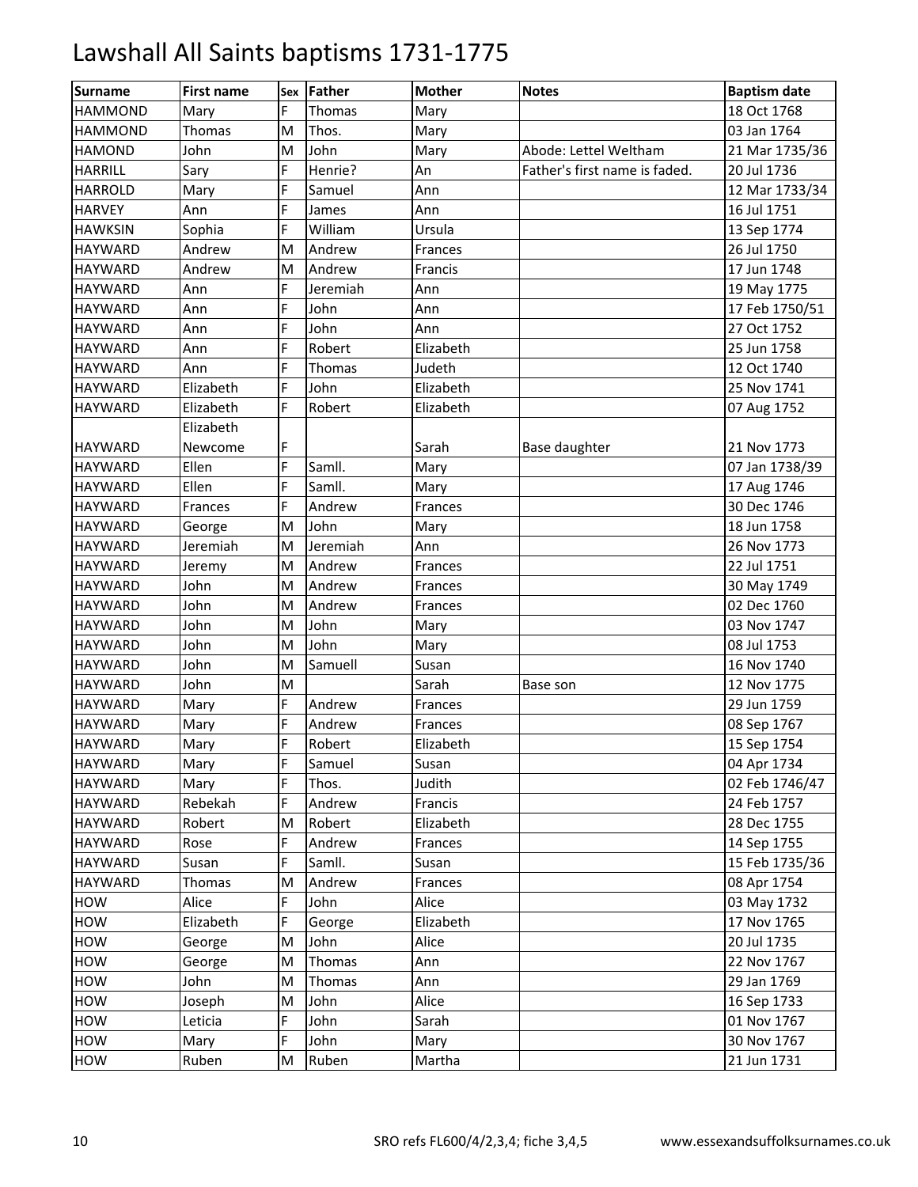# Lawshall All Saints baptisms 1731-1775

| Surname | First name | Sex | Father | Mother | Notes | Baptism date |
|---|---|---|---|---|---|---|
| HAMMOND | Mary | F | Thomas | Mary | | 18 Oct 1768 |
| HAMMOND | Thomas | M | Thos. | Mary | | 03 Jan 1764 |
| HAMOND | John | M | John | Mary | Abode: Lettel Weltham | 21 Mar 1735/36 |
| HARRILL | Sary | F | Henrie? | An | Father's first name is faded. | 20 Jul 1736 |
| HARROLD | Mary | F | Samuel | Ann | | 12 Mar 1733/34 |
| HARVEY | Ann | F | James | Ann | | 16 Jul 1751 |
| HAWKSIN | Sophia | F | William | Ursula | | 13 Sep 1774 |
| HAYWARD | Andrew | M | Andrew | Frances | | 26 Jul 1750 |
| HAYWARD | Andrew | M | Andrew | Francis | | 17 Jun 1748 |
| HAYWARD | Ann | F | Jeremiah | Ann | | 19 May 1775 |
| HAYWARD | Ann | F | John | Ann | | 17 Feb 1750/51 |
| HAYWARD | Ann | F | John | Ann | | 27 Oct 1752 |
| HAYWARD | Ann | F | Robert | Elizabeth | | 25 Jun 1758 |
| HAYWARD | Ann | F | Thomas | Judeth | | 12 Oct 1740 |
| HAYWARD | Elizabeth | F | John | Elizabeth | | 25 Nov 1741 |
| HAYWARD | Elizabeth | F | Robert | Elizabeth | | 07 Aug 1752 |
| HAYWARD | Elizabeth Newcome | F | | Sarah | Base daughter | 21 Nov 1773 |
| HAYWARD | Ellen | F | Samll. | Mary | | 07 Jan 1738/39 |
| HAYWARD | Ellen | F | Samll. | Mary | | 17 Aug 1746 |
| HAYWARD | Frances | F | Andrew | Frances | | 30 Dec 1746 |
| HAYWARD | George | M | John | Mary | | 18 Jun 1758 |
| HAYWARD | Jeremiah | M | Jeremiah | Ann | | 26 Nov 1773 |
| HAYWARD | Jeremy | M | Andrew | Frances | | 22 Jul 1751 |
| HAYWARD | John | M | Andrew | Frances | | 30 May 1749 |
| HAYWARD | John | M | Andrew | Frances | | 02 Dec 1760 |
| HAYWARD | John | M | John | Mary | | 03 Nov 1747 |
| HAYWARD | John | M | John | Mary | | 08 Jul 1753 |
| HAYWARD | John | M | Samuell | Susan | | 16 Nov 1740 |
| HAYWARD | John | M | | Sarah | Base son | 12 Nov 1775 |
| HAYWARD | Mary | F | Andrew | Frances | | 29 Jun 1759 |
| HAYWARD | Mary | F | Andrew | Frances | | 08 Sep 1767 |
| HAYWARD | Mary | F | Robert | Elizabeth | | 15 Sep 1754 |
| HAYWARD | Mary | F | Samuel | Susan | | 04 Apr 1734 |
| HAYWARD | Mary | F | Thos. | Judith | | 02 Feb 1746/47 |
| HAYWARD | Rebekah | F | Andrew | Francis | | 24 Feb 1757 |
| HAYWARD | Robert | M | Robert | Elizabeth | | 28 Dec 1755 |
| HAYWARD | Rose | F | Andrew | Frances | | 14 Sep 1755 |
| HAYWARD | Susan | F | Samll. | Susan | | 15 Feb 1735/36 |
| HAYWARD | Thomas | M | Andrew | Frances | | 08 Apr 1754 |
| HOW | Alice | F | John | Alice | | 03 May 1732 |
| HOW | Elizabeth | F | George | Elizabeth | | 17 Nov 1765 |
| HOW | George | M | John | Alice | | 20 Jul 1735 |
| HOW | George | M | Thomas | Ann | | 22 Nov 1767 |
| HOW | John | M | Thomas | Ann | | 29 Jan 1769 |
| HOW | Joseph | M | John | Alice | | 16 Sep 1733 |
| HOW | Leticia | F | John | Sarah | | 01 Nov 1767 |
| HOW | Mary | F | John | Mary | | 30 Nov 1767 |
| HOW | Ruben | M | Ruben | Martha | | 21 Jun 1731 |

SRO refs FL600/4/2,3,4; fiche 3,4,5 www.essexandsuffolksurnames.co.uk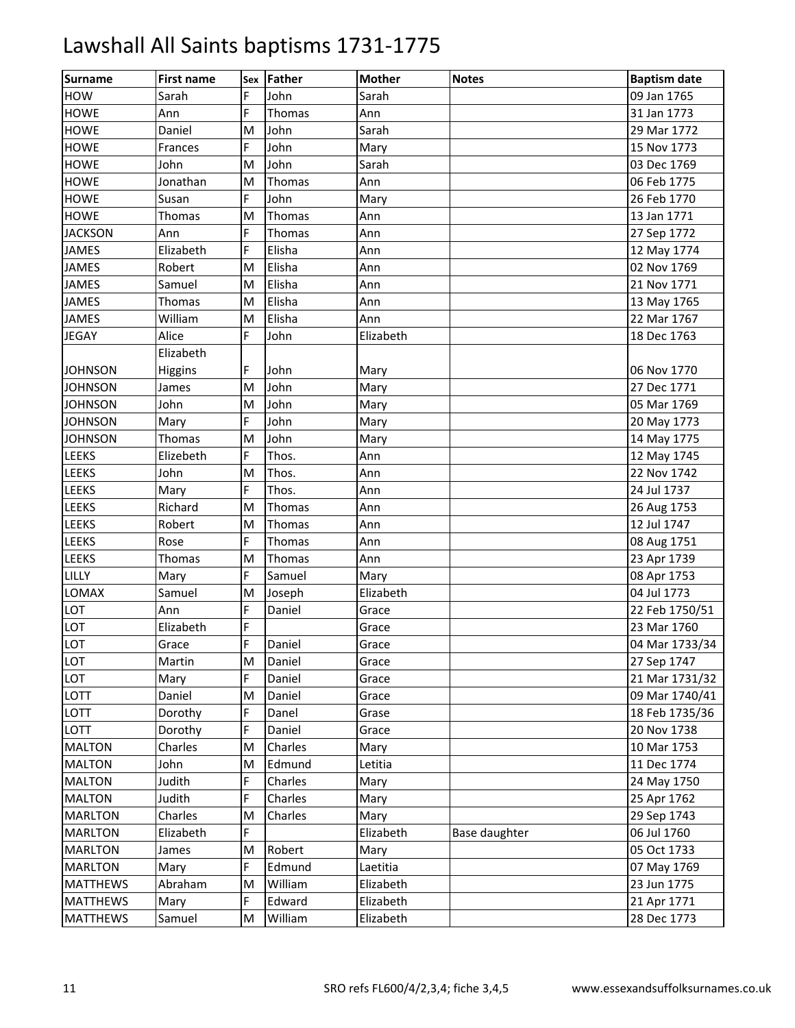# Lawshall All Saints baptisms 1731-1775

| Surname | First name | Sex | Father | Mother | Notes | Baptism date |
|---|---|---|---|---|---|---|
| HOW | Sarah | F | John | Sarah | | 09 Jan 1765 |
| HOWE | Ann | F | Thomas | Ann | | 31 Jan 1773 |
| HOWE | Daniel | M | John | Sarah | | 29 Mar 1772 |
| HOWE | Frances | F | John | Mary | | 15 Nov 1773 |
| HOWE | John | M | John | Sarah | | 03 Dec 1769 |
| HOWE | Jonathan | M | Thomas | Ann | | 06 Feb 1775 |
| HOWE | Susan | F | John | Mary | | 26 Feb 1770 |
| HOWE | Thomas | M | Thomas | Ann | | 13 Jan 1771 |
| JACKSON | Ann | F | Thomas | Ann | | 27 Sep 1772 |
| JAMES | Elizabeth | F | Elisha | Ann | | 12 May 1774 |
| JAMES | Robert | M | Elisha | Ann | | 02 Nov 1769 |
| JAMES | Samuel | M | Elisha | Ann | | 21 Nov 1771 |
| JAMES | Thomas | M | Elisha | Ann | | 13 May 1765 |
| JAMES | William | M | Elisha | Ann | | 22 Mar 1767 |
| JEGAY | Alice | F | John | Elizabeth | | 18 Dec 1763 |
| JOHNSON | Elizabeth Higgins | F | John | Mary | | 06 Nov 1770 |
| JOHNSON | James | M | John | Mary | | 27 Dec 1771 |
| JOHNSON | John | M | John | Mary | | 05 Mar 1769 |
| JOHNSON | Mary | F | John | Mary | | 20 May 1773 |
| JOHNSON | Thomas | M | John | Mary | | 14 May 1775 |
| LEEKS | Elizebeth | F | Thos. | Ann | | 12 May 1745 |
| LEEKS | John | M | Thos. | Ann | | 22 Nov 1742 |
| LEEKS | Mary | F | Thos. | Ann | | 24 Jul 1737 |
| LEEKS | Richard | M | Thomas | Ann | | 26 Aug 1753 |
| LEEKS | Robert | M | Thomas | Ann | | 12 Jul 1747 |
| LEEKS | Rose | F | Thomas | Ann | | 08 Aug 1751 |
| LEEKS | Thomas | M | Thomas | Ann | | 23 Apr 1739 |
| LILLY | Mary | F | Samuel | Mary | | 08 Apr 1753 |
| LOMAX | Samuel | M | Joseph | Elizabeth | | 04 Jul 1773 |
| LOT | Ann | F | Daniel | Grace | | 22 Feb 1750/51 |
| LOT | Elizabeth | F | | Grace | | 23 Mar 1760 |
| LOT | Grace | F | Daniel | Grace | | 04 Mar 1733/34 |
| LOT | Martin | M | Daniel | Grace | | 27 Sep 1747 |
| LOT | Mary | F | Daniel | Grace | | 21 Mar 1731/32 |
| LOTT | Daniel | M | Daniel | Grace | | 09 Mar 1740/41 |
| LOTT | Dorothy | F | Danel | Grase | | 18 Feb 1735/36 |
| LOTT | Dorothy | F | Daniel | Grace | | 20 Nov 1738 |
| MALTON | Charles | M | Charles | Mary | | 10 Mar 1753 |
| MALTON | John | M | Edmund | Letitia | | 11 Dec 1774 |
| MALTON | Judith | F | Charles | Mary | | 24 May 1750 |
| MALTON | Judith | F | Charles | Mary | | 25 Apr 1762 |
| MARLTON | Charles | M | Charles | Mary | | 29 Sep 1743 |
| MARLTON | Elizabeth | F | | Elizabeth | Base daughter | 06 Jul 1760 |
| MARLTON | James | M | Robert | Mary | | 05 Oct 1733 |
| MARLTON | Mary | F | Edmund | Laetitia | | 07 May 1769 |
| MATTHEWS | Abraham | M | William | Elizabeth | | 23 Jun 1775 |
| MATTHEWS | Mary | F | Edward | Elizabeth | | 21 Apr 1771 |
| MATTHEWS | Samuel | M | William | Elizabeth | | 28 Dec 1773 |

SRO refs FL600/4/2,3,4; fiche 3,4,5 www.essexandsuffolksurnames.co.uk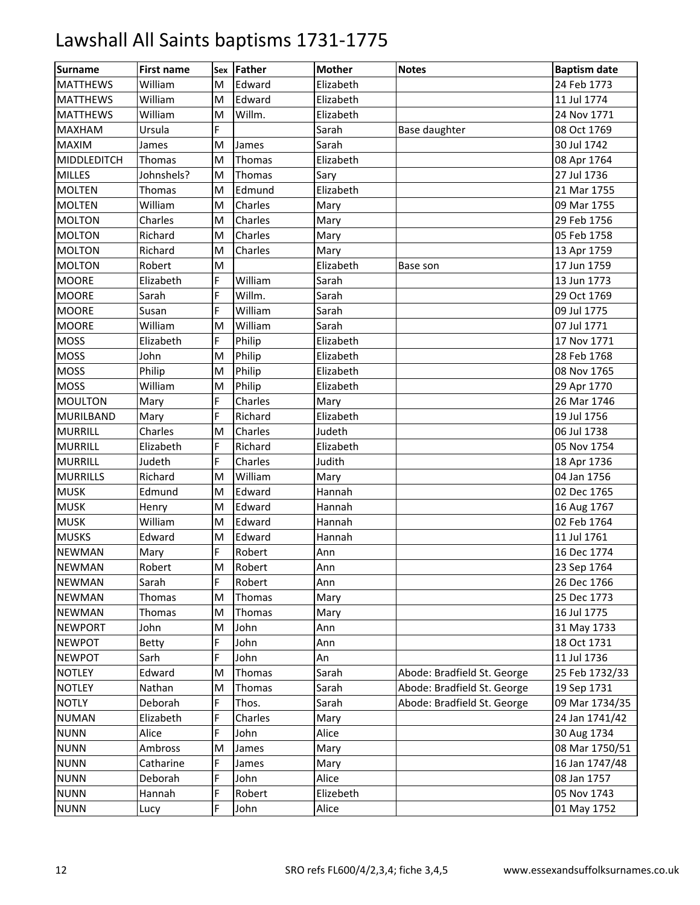# Lawshall All Saints baptisms 1731-1775

| Surname | First name | Sex | Father | Mother | Notes | Baptism date |
|---|---|---|---|---|---|---|
| MATTHEWS | William | M | Edward | Elizabeth | | 24 Feb 1773 |
| MATTHEWS | William | M | Edward | Elizabeth | | 11 Jul 1774 |
| MATTHEWS | William | M | Willm. | Elizabeth | | 24 Nov 1771 |
| MAXHAM | Ursula | F | | Sarah | Base daughter | 08 Oct 1769 |
| MAXIM | James | M | James | Sarah | | 30 Jul 1742 |
| MIDDLEDITCH | Thomas | M | Thomas | Elizabeth | | 08 Apr 1764 |
| MILLES | Johnshels? | M | Thomas | Sary | | 27 Jul 1736 |
| MOLTEN | Thomas | M | Edmund | Elizabeth | | 21 Mar 1755 |
| MOLTEN | William | M | Charles | Mary | | 09 Mar 1755 |
| MOLTON | Charles | M | Charles | Mary | | 29 Feb 1756 |
| MOLTON | Richard | M | Charles | Mary | | 05 Feb 1758 |
| MOLTON | Richard | M | Charles | Mary | | 13 Apr 1759 |
| MOLTON | Robert | M | | Elizabeth | Base son | 17 Jun 1759 |
| MOORE | Elizabeth | F | William | Sarah | | 13 Jun 1773 |
| MOORE | Sarah | F | Willm. | Sarah | | 29 Oct 1769 |
| MOORE | Susan | F | William | Sarah | | 09 Jul 1775 |
| MOORE | William | M | William | Sarah | | 07 Jul 1771 |
| MOSS | Elizabeth | F | Philip | Elizabeth | | 17 Nov 1771 |
| MOSS | John | M | Philip | Elizabeth | | 28 Feb 1768 |
| MOSS | Philip | M | Philip | Elizabeth | | 08 Nov 1765 |
| MOSS | William | M | Philip | Elizabeth | | 29 Apr 1770 |
| MOULTON | Mary | F | Charles | Mary | | 26 Mar 1746 |
| MURILBAND | Mary | F | Richard | Elizabeth | | 19 Jul 1756 |
| MURRILL | Charles | M | Charles | Judeth | | 06 Jul 1738 |
| MURRILL | Elizabeth | F | Richard | Elizabeth | | 05 Nov 1754 |
| MURRILL | Judeth | F | Charles | Judith | | 18 Apr 1736 |
| MURRILLS | Richard | M | William | Mary | | 04 Jan 1756 |
| MUSK | Edmund | M | Edward | Hannah | | 02 Dec 1765 |
| MUSK | Henry | M | Edward | Hannah | | 16 Aug 1767 |
| MUSK | William | M | Edward | Hannah | | 02 Feb 1764 |
| MUSKS | Edward | M | Edward | Hannah | | 11 Jul 1761 |
| NEWMAN | Mary | F | Robert | Ann | | 16 Dec 1774 |
| NEWMAN | Robert | M | Robert | Ann | | 23 Sep 1764 |
| NEWMAN | Sarah | F | Robert | Ann | | 26 Dec 1766 |
| NEWMAN | Thomas | M | Thomas | Mary | | 25 Dec 1773 |
| NEWMAN | Thomas | M | Thomas | Mary | | 16 Jul 1775 |
| NEWPORT | John | M | John | Ann | | 31 May 1733 |
| NEWPOT | Betty | F | John | Ann | | 18 Oct 1731 |
| NEWPOT | Sarh | F | John | An | | 11 Jul 1736 |
| NOTLEY | Edward | M | Thomas | Sarah | Abode: Bradfield St. George | 25 Feb 1732/33 |
| NOTLEY | Nathan | M | Thomas | Sarah | Abode: Bradfield St. George | 19 Sep 1731 |
| NOTLY | Deborah | F | Thos. | Sarah | Abode: Bradfield St. George | 09 Mar 1734/35 |
| NUMAN | Elizabeth | F | Charles | Mary | | 24 Jan 1741/42 |
| NUNN | Alice | F | John | Alice | | 30 Aug 1734 |
| NUNN | Ambross | M | James | Mary | | 08 Mar 1750/51 |
| NUNN | Catharine | F | James | Mary | | 16 Jan 1747/48 |
| NUNN | Deborah | F | John | Alice | | 08 Jan 1757 |
| NUNN | Hannah | F | Robert | Elizebeth | | 05 Nov 1743 |
| NUNN | Lucy | F | John | Alice | | 01 May 1752 |

SRO refs FL600/4/2,3,4; fiche 3,4,5 www.essexandsuffolksurnames.co.uk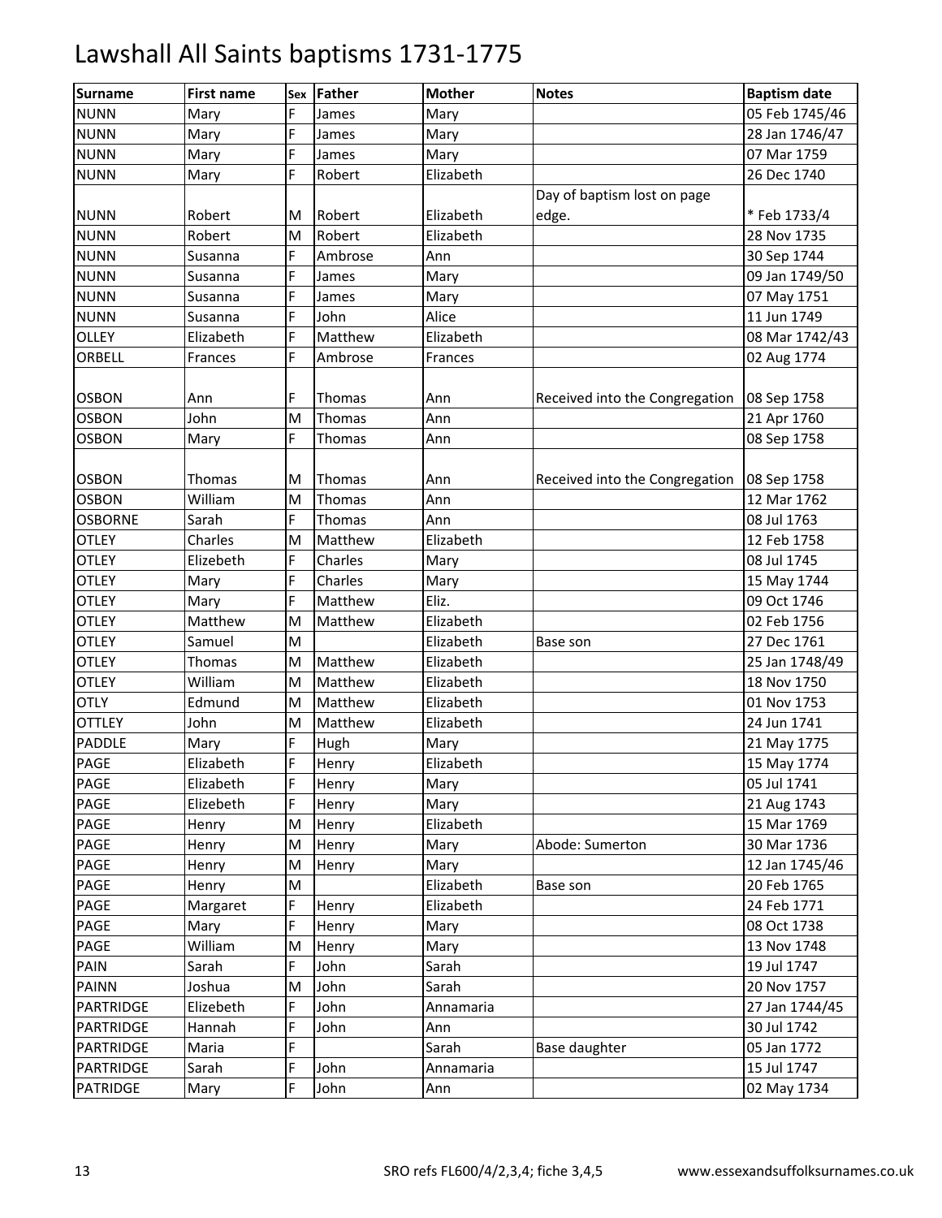# Lawshall All Saints baptisms 1731-1775

| Surname | First name | Sex | Father | Mother | Notes | Baptism date |
|---|---|---|---|---|---|---|
| NUNN | Mary | F | James | Mary | | 05 Feb 1745/46 |
| NUNN | Mary | F | James | Mary | | 28 Jan 1746/47 |
| NUNN | Mary | F | James | Mary | | 07 Mar 1759 |
| NUNN | Mary | F | Robert | Elizabeth | | 26 Dec 1740 |
| NUNN | Robert | M | Robert | Elizabeth | Day of baptism lost on page edge. | * Feb 1733/4 |
| NUNN | Robert | M | Robert | Elizabeth | | 28 Nov 1735 |
| NUNN | Susanna | F | Ambrose | Ann | | 30 Sep 1744 |
| NUNN | Susanna | F | James | Mary | | 09 Jan 1749/50 |
| NUNN | Susanna | F | James | Mary | | 07 May 1751 |
| NUNN | Susanna | F | John | Alice | | 11 Jun 1749 |
| OLLEY | Elizabeth | F | Matthew | Elizabeth | | 08 Mar 1742/43 |
| ORBELL | Frances | F | Ambrose | Frances | | 02 Aug 1774 |
| OSBON | Ann | F | Thomas | Ann | Received into the Congregation | 08 Sep 1758 |
| OSBON | John | M | Thomas | Ann | | 21 Apr 1760 |
| OSBON | Mary | F | Thomas | Ann | | 08 Sep 1758 |
| OSBON | Thomas | M | Thomas | Ann | Received into the Congregation | 08 Sep 1758 |
| OSBON | William | M | Thomas | Ann | | 12 Mar 1762 |
| OSBORNE | Sarah | F | Thomas | Ann | | 08 Jul 1763 |
| OTLEY | Charles | M | Matthew | Elizabeth | | 12 Feb 1758 |
| OTLEY | Elizebeth | F | Charles | Mary | | 08 Jul 1745 |
| OTLEY | Mary | F | Charles | Mary | | 15 May 1744 |
| OTLEY | Mary | F | Matthew | Eliz. | | 09 Oct 1746 |
| OTLEY | Matthew | M | Matthew | Elizabeth | | 02 Feb 1756 |
| OTLEY | Samuel | M | | Elizabeth | Base son | 27 Dec 1761 |
| OTLEY | Thomas | M | Matthew | Elizabeth | | 25 Jan 1748/49 |
| OTLEY | William | M | Matthew | Elizabeth | | 18 Nov 1750 |
| OTLY | Edmund | M | Matthew | Elizabeth | | 01 Nov 1753 |
| OTTLEY | John | M | Matthew | Elizabeth | | 24 Jun 1741 |
| PADDLE | Mary | F | Hugh | Mary | | 21 May 1775 |
| PAGE | Elizabeth | F | Henry | Elizabeth | | 15 May 1774 |
| PAGE | Elizabeth | F | Henry | Mary | | 05 Jul 1741 |
| PAGE | Elizebeth | F | Henry | Mary | | 21 Aug 1743 |
| PAGE | Henry | M | Henry | Elizabeth | | 15 Mar 1769 |
| PAGE | Henry | M | Henry | Mary | Abode: Sumerton | 30 Mar 1736 |
| PAGE | Henry | M | Henry | Mary | | 12 Jan 1745/46 |
| PAGE | Henry | M | | Elizabeth | Base son | 20 Feb 1765 |
| PAGE | Margaret | F | Henry | Elizabeth | | 24 Feb 1771 |
| PAGE | Mary | F | Henry | Mary | | 08 Oct 1738 |
| PAGE | William | M | Henry | Mary | | 13 Nov 1748 |
| PAIN | Sarah | F | John | Sarah | | 19 Jul 1747 |
| PAINN | Joshua | M | John | Sarah | | 20 Nov 1757 |
| PARTRIDGE | Elizebeth | F | John | Annamaria | | 27 Jan 1744/45 |
| PARTRIDGE | Hannah | F | John | Ann | | 30 Jul 1742 |
| PARTRIDGE | Maria | F | | Sarah | Base daughter | 05 Jan 1772 |
| PARTRIDGE | Sarah | F | John | Annamaria | | 15 Jul 1747 |
| PATRIDGE | Mary | F | John | Ann | | 02 May 1734 |

SRO refs FL600/4/2,3,4; fiche 3,4,5 www.essexandsuffolksurnames.co.uk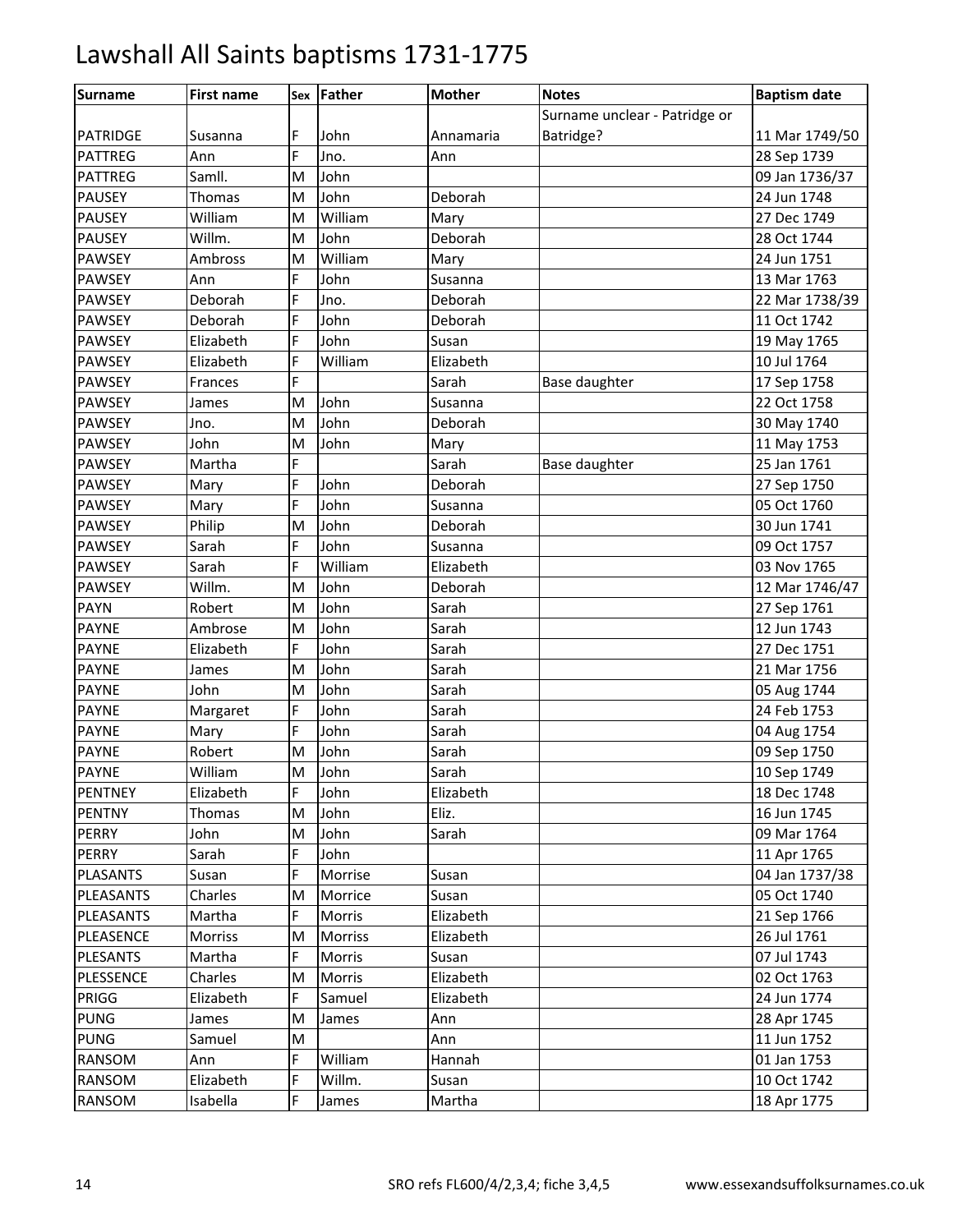# Lawshall All Saints baptisms 1731-1775

| Surname | First name | Sex | Father | Mother | Notes | Baptism date |
|---|---|---|---|---|---|---|
| PATRIDGE | Susanna | F | John | Annamaria | Surname unclear - Patridge or Batridge? | 11 Mar 1749/50 |
| PATTREG | Ann | F | Jno. | Ann | | 28 Sep 1739 |
| PATTREG | Samll. | M | John | | | 09 Jan 1736/37 |
| PAUSEY | Thomas | M | John | Deborah | | 24 Jun 1748 |
| PAUSEY | William | M | William | Mary | | 27 Dec 1749 |
| PAUSEY | Willm. | M | John | Deborah | | 28 Oct 1744 |
| PAWSEY | Ambross | M | William | Mary | | 24 Jun 1751 |
| PAWSEY | Ann | F | John | Susanna | | 13 Mar 1763 |
| PAWSEY | Deborah | F | Jno. | Deborah | | 22 Mar 1738/39 |
| PAWSEY | Deborah | F | John | Deborah | | 11 Oct 1742 |
| PAWSEY | Elizabeth | F | John | Susan | | 19 May 1765 |
| PAWSEY | Elizabeth | F | William | Elizabeth | | 10 Jul 1764 |
| PAWSEY | Frances | F | | Sarah | Base daughter | 17 Sep 1758 |
| PAWSEY | James | M | John | Susanna | | 22 Oct 1758 |
| PAWSEY | Jno. | M | John | Deborah | | 30 May 1740 |
| PAWSEY | John | M | John | Mary | | 11 May 1753 |
| PAWSEY | Martha | F | | Sarah | Base daughter | 25 Jan 1761 |
| PAWSEY | Mary | F | John | Deborah | | 27 Sep 1750 |
| PAWSEY | Mary | F | John | Susanna | | 05 Oct 1760 |
| PAWSEY | Philip | M | John | Deborah | | 30 Jun 1741 |
| PAWSEY | Sarah | F | John | Susanna | | 09 Oct 1757 |
| PAWSEY | Sarah | F | William | Elizabeth | | 03 Nov 1765 |
| PAWSEY | Willm. | M | John | Deborah | | 12 Mar 1746/47 |
| PAYN | Robert | M | John | Sarah | | 27 Sep 1761 |
| PAYNE | Ambrose | M | John | Sarah | | 12 Jun 1743 |
| PAYNE | Elizabeth | F | John | Sarah | | 27 Dec 1751 |
| PAYNE | James | M | John | Sarah | | 21 Mar 1756 |
| PAYNE | John | M | John | Sarah | | 05 Aug 1744 |
| PAYNE | Margaret | F | John | Sarah | | 24 Feb 1753 |
| PAYNE | Mary | F | John | Sarah | | 04 Aug 1754 |
| PAYNE | Robert | M | John | Sarah | | 09 Sep 1750 |
| PAYNE | William | M | John | Sarah | | 10 Sep 1749 |
| PENTNEY | Elizabeth | F | John | Elizabeth | | 18 Dec 1748 |
| PENTNY | Thomas | M | John | Eliz. | | 16 Jun 1745 |
| PERRY | John | M | John | Sarah | | 09 Mar 1764 |
| PERRY | Sarah | F | John | | | 11 Apr 1765 |
| PLASANTS | Susan | F | Morrise | Susan | | 04 Jan 1737/38 |
| PLEASANTS | Charles | M | Morrice | Susan | | 05 Oct 1740 |
| PLEASANTS | Martha | F | Morris | Elizabeth | | 21 Sep 1766 |
| PLEASENCE | Morriss | M | Morriss | Elizabeth | | 26 Jul 1761 |
| PLESANTS | Martha | F | Morris | Susan | | 07 Jul 1743 |
| PLESSENCE | Charles | M | Morris | Elizabeth | | 02 Oct 1763 |
| PRIGG | Elizabeth | F | Samuel | Elizabeth | | 24 Jun 1774 |
| PUNG | James | M | James | Ann | | 28 Apr 1745 |
| PUNG | Samuel | M | | Ann | | 11 Jun 1752 |
| RANSOM | Ann | F | William | Hannah | | 01 Jan 1753 |
| RANSOM | Elizabeth | F | Willm. | Susan | | 10 Oct 1742 |
| RANSOM | Isabella | F | James | Martha | | 18 Apr 1775 |

SRO refs FL600/4/2,3,4; fiche 3,4,5 www.essexandsuffolksurnames.co.uk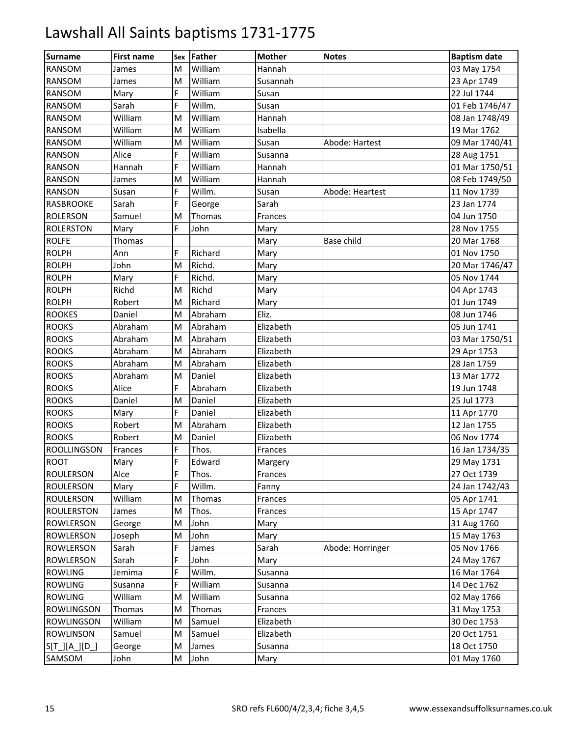# Lawshall All Saints baptisms 1731-1775

| Surname | First name | Sex | Father | Mother | Notes | Baptism date |
|---|---|---|---|---|---|---|
| RANSOM | James | M | William | Hannah | | 03 May 1754 |
| RANSOM | James | M | William | Susannah | | 23 Apr 1749 |
| RANSOM | Mary | F | William | Susan | | 22 Jul 1744 |
| RANSOM | Sarah | F | Willm. | Susan | | 01 Feb 1746/47 |
| RANSOM | William | M | William | Hannah | | 08 Jan 1748/49 |
| RANSOM | William | M | William | Isabella | | 19 Mar 1762 |
| RANSOM | William | M | William | Susan | Abode: Hartest | 09 Mar 1740/41 |
| RANSON | Alice | F | William | Susanna | | 28 Aug 1751 |
| RANSON | Hannah | F | William | Hannah | | 01 Mar 1750/51 |
| RANSON | James | M | William | Hannah | | 08 Feb 1749/50 |
| RANSON | Susan | F | Willm. | Susan | Abode: Heartest | 11 Nov 1739 |
| RASBROOKE | Sarah | F | George | Sarah | | 23 Jan 1774 |
| ROLERSON | Samuel | M | Thomas | Frances | | 04 Jun 1750 |
| ROLERSTON | Mary | F | John | Mary | | 28 Nov 1755 |
| ROLFE | Thomas | | | Mary | Base child | 20 Mar 1768 |
| ROLPH | Ann | F | Richard | Mary | | 01 Nov 1750 |
| ROLPH | John | M | Richd. | Mary | | 20 Mar 1746/47 |
| ROLPH | Mary | F | Richd. | Mary | | 05 Nov 1744 |
| ROLPH | Richd | M | Richd | Mary | | 04 Apr 1743 |
| ROLPH | Robert | M | Richard | Mary | | 01 Jun 1749 |
| ROOKES | Daniel | M | Abraham | Eliz. | | 08 Jun 1746 |
| ROOKS | Abraham | M | Abraham | Elizabeth | | 05 Jun 1741 |
| ROOKS | Abraham | M | Abraham | Elizabeth | | 03 Mar 1750/51 |
| ROOKS | Abraham | M | Abraham | Elizabeth | | 29 Apr 1753 |
| ROOKS | Abraham | M | Abraham | Elizabeth | | 28 Jan 1759 |
| ROOKS | Abraham | M | Daniel | Elizabeth | | 13 Mar 1772 |
| ROOKS | Alice | F | Abraham | Elizabeth | | 19 Jun 1748 |
| ROOKS | Daniel | M | Daniel | Elizabeth | | 25 Jul 1773 |
| ROOKS | Mary | F | Daniel | Elizabeth | | 11 Apr 1770 |
| ROOKS | Robert | M | Abraham | Elizabeth | | 12 Jan 1755 |
| ROOKS | Robert | M | Daniel | Elizabeth | | 06 Nov 1774 |
| ROOLLINGSON | Frances | F | Thos. | Frances | | 16 Jan 1734/35 |
| ROOT | Mary | F | Edward | Margery | | 29 May 1731 |
| ROULERSON | Alce | F | Thos. | Frances | | 27 Oct 1739 |
| ROULERSON | Mary | F | Willm. | Fanny | | 24 Jan 1742/43 |
| ROULERSON | William | M | Thomas | Frances | | 05 Apr 1741 |
| ROULERSTON | James | M | Thos. | Frances | | 15 Apr 1747 |
| ROWLERSON | George | M | John | Mary | | 31 Aug 1760 |
| ROWLERSON | Joseph | M | John | Mary | | 15 May 1763 |
| ROWLERSON | Sarah | F | James | Sarah | Abode: Horringer | 05 Nov 1766 |
| ROWLERSON | Sarah | F | John | Mary | | 24 May 1767 |
| ROWLING | Jemima | F | Willm. | Susanna | | 16 Mar 1764 |
| ROWLING | Susanna | F | William | Susanna | | 14 Dec 1762 |
| ROWLING | William | M | William | Susanna | | 02 May 1766 |
| ROWLINGSON | Thomas | M | Thomas | Frances | | 31 May 1753 |
| ROWLINGSON | William | M | Samuel | Elizabeth | | 30 Dec 1753 |
| ROWLINSON | Samuel | M | Samuel | Elizabeth | | 20 Oct 1751 |
| S[T_][A_][D_] | George | M | James | Susanna | | 18 Oct 1750 |
| SAMSOM | John | M | John | Mary | | 01 May 1760 |

SRO refs FL600/4/2,3,4; fiche 3,4,5 www.essexandsuffolksurnames.co.uk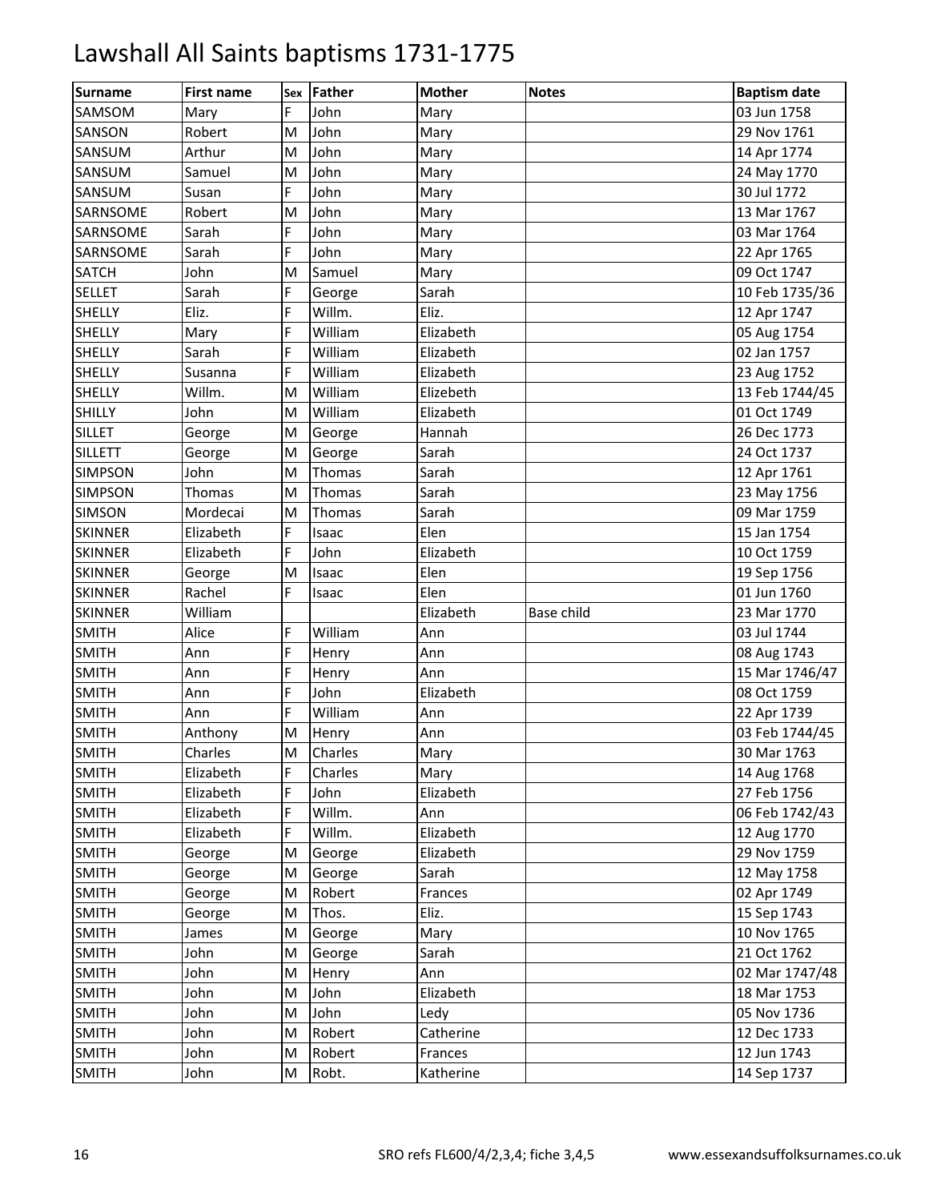# Lawshall All Saints baptisms 1731-1775

| Surname | First name | Sex | Father | Mother | Notes | Baptism date |
|---|---|---|---|---|---|---|
| SAMSOM | Mary | F | John | Mary | | 03 Jun 1758 |
| SANSON | Robert | M | John | Mary | | 29 Nov 1761 |
| SANSUM | Arthur | M | John | Mary | | 14 Apr 1774 |
| SANSUM | Samuel | M | John | Mary | | 24 May 1770 |
| SANSUM | Susan | F | John | Mary | | 30 Jul 1772 |
| SARNSOME | Robert | M | John | Mary | | 13 Mar 1767 |
| SARNSOME | Sarah | F | John | Mary | | 03 Mar 1764 |
| SARNSOME | Sarah | F | John | Mary | | 22 Apr 1765 |
| SATCH | John | M | Samuel | Mary | | 09 Oct 1747 |
| SELLET | Sarah | F | George | Sarah | | 10 Feb 1735/36 |
| SHELLY | Eliz. | F | Willm. | Eliz. | | 12 Apr 1747 |
| SHELLY | Mary | F | William | Elizabeth | | 05 Aug 1754 |
| SHELLY | Sarah | F | William | Elizabeth | | 02 Jan 1757 |
| SHELLY | Susanna | F | William | Elizabeth | | 23 Aug 1752 |
| SHELLY | Willm. | M | William | Elizebeth | | 13 Feb 1744/45 |
| SHILLY | John | M | William | Elizabeth | | 01 Oct 1749 |
| SILLET | George | M | George | Hannah | | 26 Dec 1773 |
| SILLETT | George | M | George | Sarah | | 24 Oct 1737 |
| SIMPSON | John | M | Thomas | Sarah | | 12 Apr 1761 |
| SIMPSON | Thomas | M | Thomas | Sarah | | 23 May 1756 |
| SIMSON | Mordecai | M | Thomas | Sarah | | 09 Mar 1759 |
| SKINNER | Elizabeth | F | Isaac | Elen | | 15 Jan 1754 |
| SKINNER | Elizabeth | F | John | Elizabeth | | 10 Oct 1759 |
| SKINNER | George | M | Isaac | Elen | | 19 Sep 1756 |
| SKINNER | Rachel | F | Isaac | Elen | | 01 Jun 1760 |
| SKINNER | William | | | Elizabeth | Base child | 23 Mar 1770 |
| SMITH | Alice | F | William | Ann | | 03 Jul 1744 |
| SMITH | Ann | F | Henry | Ann | | 08 Aug 1743 |
| SMITH | Ann | F | Henry | Ann | | 15 Mar 1746/47 |
| SMITH | Ann | F | John | Elizabeth | | 08 Oct 1759 |
| SMITH | Ann | F | William | Ann | | 22 Apr 1739 |
| SMITH | Anthony | M | Henry | Ann | | 03 Feb 1744/45 |
| SMITH | Charles | M | Charles | Mary | | 30 Mar 1763 |
| SMITH | Elizabeth | F | Charles | Mary | | 14 Aug 1768 |
| SMITH | Elizabeth | F | John | Elizabeth | | 27 Feb 1756 |
| SMITH | Elizabeth | F | Willm. | Ann | | 06 Feb 1742/43 |
| SMITH | Elizabeth | F | Willm. | Elizabeth | | 12 Aug 1770 |
| SMITH | George | M | George | Elizabeth | | 29 Nov 1759 |
| SMITH | George | M | George | Sarah | | 12 May 1758 |
| SMITH | George | M | Robert | Frances | | 02 Apr 1749 |
| SMITH | George | M | Thos. | Eliz. | | 15 Sep 1743 |
| SMITH | James | M | George | Mary | | 10 Nov 1765 |
| SMITH | John | M | George | Sarah | | 21 Oct 1762 |
| SMITH | John | M | Henry | Ann | | 02 Mar 1747/48 |
| SMITH | John | M | John | Elizabeth | | 18 Mar 1753 |
| SMITH | John | M | John | Ledy | | 05 Nov 1736 |
| SMITH | John | M | Robert | Catherine | | 12 Dec 1733 |
| SMITH | John | M | Robert | Frances | | 12 Jun 1743 |
| SMITH | John | M | Robt. | Katherine | | 14 Sep 1737 |

SRO refs FL600/4/2,3,4; fiche 3,4,5 www.essexandsuffolksurnames.co.uk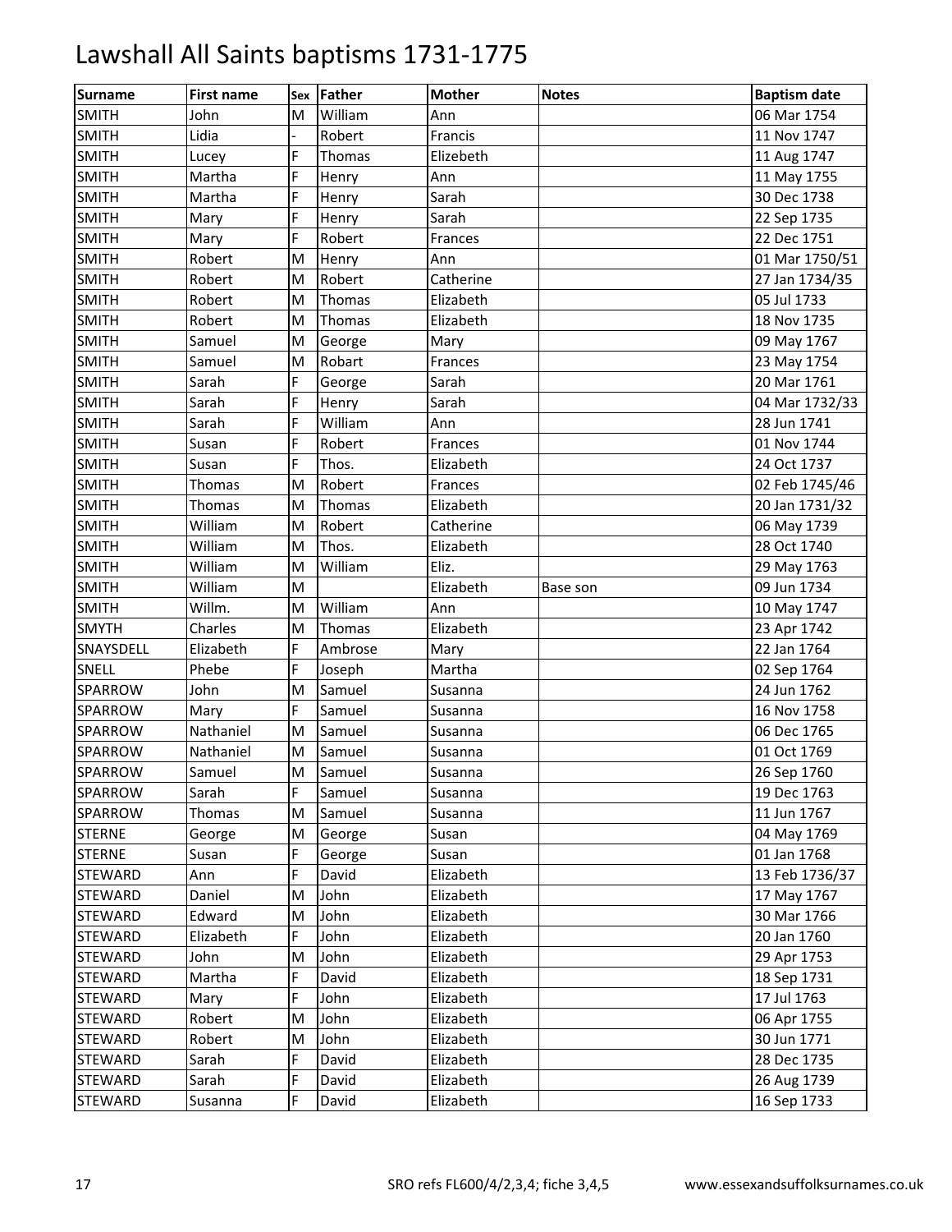# Lawshall All Saints baptisms 1731-1775

| Surname | First name | Sex | Father | Mother | Notes | Baptism date |
|---|---|---|---|---|---|---|
| SMITH | John | M | William | Ann | | 06 Mar 1754 |
| SMITH | Lidia | - | Robert | Francis | | 11 Nov 1747 |
| SMITH | Lucey | F | Thomas | Elizebeth | | 11 Aug 1747 |
| SMITH | Martha | F | Henry | Ann | | 11 May 1755 |
| SMITH | Martha | F | Henry | Sarah | | 30 Dec 1738 |
| SMITH | Mary | F | Henry | Sarah | | 22 Sep 1735 |
| SMITH | Mary | F | Robert | Frances | | 22 Dec 1751 |
| SMITH | Robert | M | Henry | Ann | | 01 Mar 1750/51 |
| SMITH | Robert | M | Robert | Catherine | | 27 Jan 1734/35 |
| SMITH | Robert | M | Thomas | Elizabeth | | 05 Jul 1733 |
| SMITH | Robert | M | Thomas | Elizabeth | | 18 Nov 1735 |
| SMITH | Samuel | M | George | Mary | | 09 May 1767 |
| SMITH | Samuel | M | Robart | Frances | | 23 May 1754 |
| SMITH | Sarah | F | George | Sarah | | 20 Mar 1761 |
| SMITH | Sarah | F | Henry | Sarah | | 04 Mar 1732/33 |
| SMITH | Sarah | F | William | Ann | | 28 Jun 1741 |
| SMITH | Susan | F | Robert | Frances | | 01 Nov 1744 |
| SMITH | Susan | F | Thos. | Elizabeth | | 24 Oct 1737 |
| SMITH | Thomas | M | Robert | Frances | | 02 Feb 1745/46 |
| SMITH | Thomas | M | Thomas | Elizabeth | | 20 Jan 1731/32 |
| SMITH | William | M | Robert | Catherine | | 06 May 1739 |
| SMITH | William | M | Thos. | Elizabeth | | 28 Oct 1740 |
| SMITH | William | M | William | Eliz. | | 29 May 1763 |
| SMITH | William | M | | Elizabeth | Base son | 09 Jun 1734 |
| SMITH | Willm. | M | William | Ann | | 10 May 1747 |
| SMYTH | Charles | M | Thomas | Elizabeth | | 23 Apr 1742 |
| SNAYSDELL | Elizabeth | F | Ambrose | Mary | | 22 Jan 1764 |
| SNELL | Phebe | F | Joseph | Martha | | 02 Sep 1764 |
| SPARROW | John | M | Samuel | Susanna | | 24 Jun 1762 |
| SPARROW | Mary | F | Samuel | Susanna | | 16 Nov 1758 |
| SPARROW | Nathaniel | M | Samuel | Susanna | | 06 Dec 1765 |
| SPARROW | Nathaniel | M | Samuel | Susanna | | 01 Oct 1769 |
| SPARROW | Samuel | M | Samuel | Susanna | | 26 Sep 1760 |
| SPARROW | Sarah | F | Samuel | Susanna | | 19 Dec 1763 |
| SPARROW | Thomas | M | Samuel | Susanna | | 11 Jun 1767 |
| STERNE | George | M | George | Susan | | 04 May 1769 |
| STERNE | Susan | F | George | Susan | | 01 Jan 1768 |
| STEWARD | Ann | F | David | Elizabeth | | 13 Feb 1736/37 |
| STEWARD | Daniel | M | John | Elizabeth | | 17 May 1767 |
| STEWARD | Edward | M | John | Elizabeth | | 30 Mar 1766 |
| STEWARD | Elizabeth | F | John | Elizabeth | | 20 Jan 1760 |
| STEWARD | John | M | John | Elizabeth | | 29 Apr 1753 |
| STEWARD | Martha | F | David | Elizabeth | | 18 Sep 1731 |
| STEWARD | Mary | F | John | Elizabeth | | 17 Jul 1763 |
| STEWARD | Robert | M | John | Elizabeth | | 06 Apr 1755 |
| STEWARD | Robert | M | John | Elizabeth | | 30 Jun 1771 |
| STEWARD | Sarah | F | David | Elizabeth | | 28 Dec 1735 |
| STEWARD | Sarah | F | David | Elizabeth | | 26 Aug 1739 |
| STEWARD | Susanna | F | David | Elizabeth | | 16 Sep 1733 |

SRO refs FL600/4/2,3,4; fiche 3,4,5 www.essexandsuffolksurnames.co.uk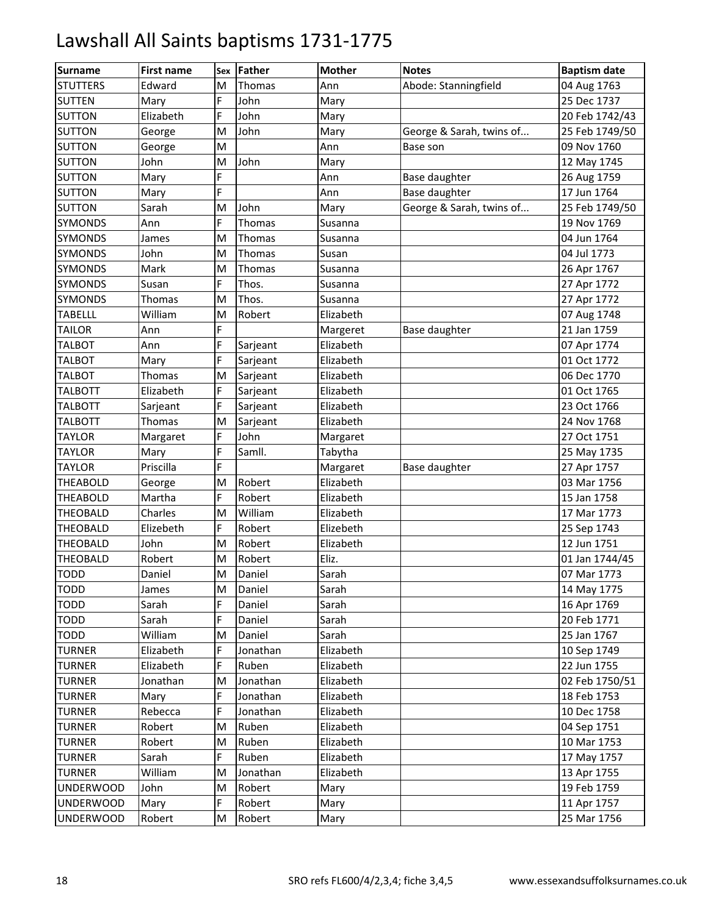# Lawshall All Saints baptisms 1731-1775

| Surname | First name | Sex | Father | Mother | Notes | Baptism date |
|---|---|---|---|---|---|---|
| STUTTERS | Edward | M | Thomas | Ann | Abode: Stanningfield | 04 Aug 1763 |
| SUTTEN | Mary | F | John | Mary | | 25 Dec 1737 |
| SUTTON | Elizabeth | F | John | Mary | | 20 Feb 1742/43 |
| SUTTON | George | M | John | Mary | George & Sarah, twins of... | 25 Feb 1749/50 |
| SUTTON | George | M | | Ann | Base son | 09 Nov 1760 |
| SUTTON | John | M | John | Mary | | 12 May 1745 |
| SUTTON | Mary | F | | Ann | Base daughter | 26 Aug 1759 |
| SUTTON | Mary | F | | Ann | Base daughter | 17 Jun 1764 |
| SUTTON | Sarah | M | John | Mary | George & Sarah, twins of... | 25 Feb 1749/50 |
| SYMONDS | Ann | F | Thomas | Susanna | | 19 Nov 1769 |
| SYMONDS | James | M | Thomas | Susanna | | 04 Jun 1764 |
| SYMONDS | John | M | Thomas | Susan | | 04 Jul 1773 |
| SYMONDS | Mark | M | Thomas | Susanna | | 26 Apr 1767 |
| SYMONDS | Susan | F | Thos. | Susanna | | 27 Apr 1772 |
| SYMONDS | Thomas | M | Thos. | Susanna | | 27 Apr 1772 |
| TABELLL | William | M | Robert | Elizabeth | | 07 Aug 1748 |
| TAILOR | Ann | F | | Margeret | Base daughter | 21 Jan 1759 |
| TALBOT | Ann | F | Sarjeant | Elizabeth | | 07 Apr 1774 |
| TALBOT | Mary | F | Sarjeant | Elizabeth | | 01 Oct 1772 |
| TALBOT | Thomas | M | Sarjeant | Elizabeth | | 06 Dec 1770 |
| TALBOTT | Elizabeth | F | Sarjeant | Elizabeth | | 01 Oct 1765 |
| TALBOTT | Sarjeant | F | Sarjeant | Elizabeth | | 23 Oct 1766 |
| TALBOTT | Thomas | M | Sarjeant | Elizabeth | | 24 Nov 1768 |
| TAYLOR | Margaret | F | John | Margaret | | 27 Oct 1751 |
| TAYLOR | Mary | F | Samll. | Tabytha | | 25 May 1735 |
| TAYLOR | Priscilla | F | | Margaret | Base daughter | 27 Apr 1757 |
| THEABOLD | George | M | Robert | Elizabeth | | 03 Mar 1756 |
| THEABOLD | Martha | F | Robert | Elizabeth | | 15 Jan 1758 |
| THEOBALD | Charles | M | William | Elizabeth | | 17 Mar 1773 |
| THEOBALD | Elizebeth | F | Robert | Elizebeth | | 25 Sep 1743 |
| THEOBALD | John | M | Robert | Elizabeth | | 12 Jun 1751 |
| THEOBALD | Robert | M | Robert | Eliz. | | 01 Jan 1744/45 |
| TODD | Daniel | M | Daniel | Sarah | | 07 Mar 1773 |
| TODD | James | M | Daniel | Sarah | | 14 May 1775 |
| TODD | Sarah | F | Daniel | Sarah | | 16 Apr 1769 |
| TODD | Sarah | F | Daniel | Sarah | | 20 Feb 1771 |
| TODD | William | M | Daniel | Sarah | | 25 Jan 1767 |
| TURNER | Elizabeth | F | Jonathan | Elizabeth | | 10 Sep 1749 |
| TURNER | Elizabeth | F | Ruben | Elizabeth | | 22 Jun 1755 |
| TURNER | Jonathan | M | Jonathan | Elizabeth | | 02 Feb 1750/51 |
| TURNER | Mary | F | Jonathan | Elizabeth | | 18 Feb 1753 |
| TURNER | Rebecca | F | Jonathan | Elizabeth | | 10 Dec 1758 |
| TURNER | Robert | M | Ruben | Elizabeth | | 04 Sep 1751 |
| TURNER | Robert | M | Ruben | Elizabeth | | 10 Mar 1753 |
| TURNER | Sarah | F | Ruben | Elizabeth | | 17 May 1757 |
| TURNER | William | M | Jonathan | Elizabeth | | 13 Apr 1755 |
| UNDERWOOD | John | M | Robert | Mary | | 19 Feb 1759 |
| UNDERWOOD | Mary | F | Robert | Mary | | 11 Apr 1757 |
| UNDERWOOD | Robert | M | Robert | Mary | | 25 Mar 1756 |

SRO refs FL600/4/2,3,4; fiche 3,4,5 www.essexandsuffolksurnames.co.uk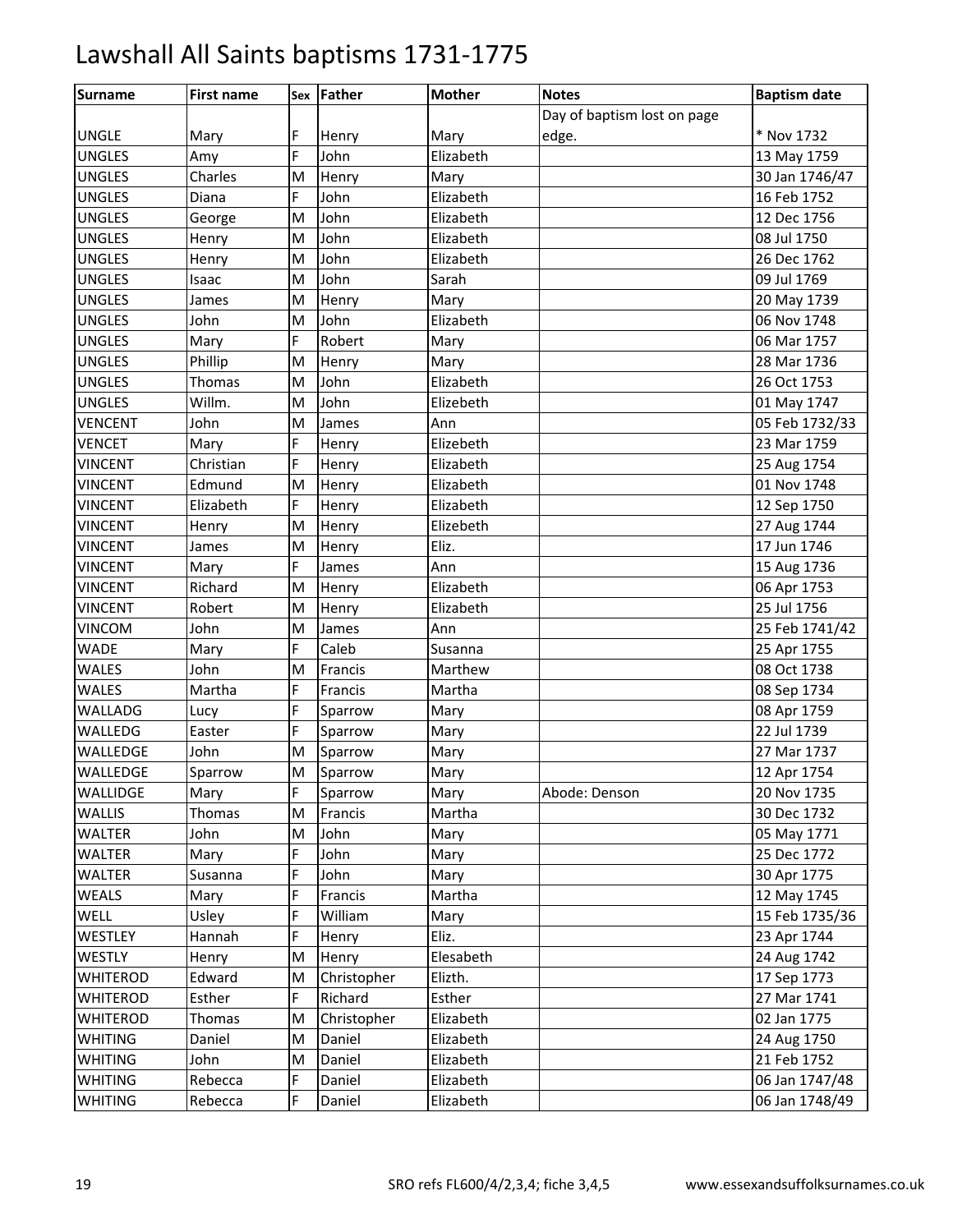# Lawshall All Saints baptisms 1731-1775

| Surname | First name | Sex | Father | Mother | Notes | Baptism date |
|---|---|---|---|---|---|---|
| UNGLE | Mary | F | Henry | Mary | Day of baptism lost on page edge. | * Nov 1732 |
| UNGLES | Amy | F | John | Elizabeth | | 13 May 1759 |
| UNGLES | Charles | M | Henry | Mary | | 30 Jan 1746/47 |
| UNGLES | Diana | F | John | Elizabeth | | 16 Feb 1752 |
| UNGLES | George | M | John | Elizabeth | | 12 Dec 1756 |
| UNGLES | Henry | M | John | Elizabeth | | 08 Jul 1750 |
| UNGLES | Henry | M | John | Elizabeth | | 26 Dec 1762 |
| UNGLES | Isaac | M | John | Sarah | | 09 Jul 1769 |
| UNGLES | James | M | Henry | Mary | | 20 May 1739 |
| UNGLES | John | M | John | Elizabeth | | 06 Nov 1748 |
| UNGLES | Mary | F | Robert | Mary | | 06 Mar 1757 |
| UNGLES | Phillip | M | Henry | Mary | | 28 Mar 1736 |
| UNGLES | Thomas | M | John | Elizabeth | | 26 Oct 1753 |
| UNGLES | Willm. | M | John | Elizebeth | | 01 May 1747 |
| VENCENT | John | M | James | Ann | | 05 Feb 1732/33 |
| VENCET | Mary | F | Henry | Elizebeth | | 23 Mar 1759 |
| VINCENT | Christian | F | Henry | Elizabeth | | 25 Aug 1754 |
| VINCENT | Edmund | M | Henry | Elizabeth | | 01 Nov 1748 |
| VINCENT | Elizabeth | F | Henry | Elizabeth | | 12 Sep 1750 |
| VINCENT | Henry | M | Henry | Elizebeth | | 27 Aug 1744 |
| VINCENT | James | M | Henry | Eliz. | | 17 Jun 1746 |
| VINCENT | Mary | F | James | Ann | | 15 Aug 1736 |
| VINCENT | Richard | M | Henry | Elizabeth | | 06 Apr 1753 |
| VINCENT | Robert | M | Henry | Elizabeth | | 25 Jul 1756 |
| VINCOM | John | M | James | Ann | | 25 Feb 1741/42 |
| WADE | Mary | F | Caleb | Susanna | | 25 Apr 1755 |
| WALES | John | M | Francis | Marthew | | 08 Oct 1738 |
| WALES | Martha | F | Francis | Martha | | 08 Sep 1734 |
| WALLADG | Lucy | F | Sparrow | Mary | | 08 Apr 1759 |
| WALLEDG | Easter | F | Sparrow | Mary | | 22 Jul 1739 |
| WALLEDGE | John | M | Sparrow | Mary | | 27 Mar 1737 |
| WALLEDGE | Sparrow | M | Sparrow | Mary | | 12 Apr 1754 |
| WALLIDGE | Mary | F | Sparrow | Mary | Abode: Denson | 20 Nov 1735 |
| WALLIS | Thomas | M | Francis | Martha | | 30 Dec 1732 |
| WALTER | John | M | John | Mary | | 05 May 1771 |
| WALTER | Mary | F | John | Mary | | 25 Dec 1772 |
| WALTER | Susanna | F | John | Mary | | 30 Apr 1775 |
| WEALS | Mary | F | Francis | Martha | | 12 May 1745 |
| WELL | Usley | F | William | Mary | | 15 Feb 1735/36 |
| WESTLEY | Hannah | F | Henry | Eliz. | | 23 Apr 1744 |
| WESTLY | Henry | M | Henry | Elesabeth | | 24 Aug 1742 |
| WHITEROD | Edward | M | Christopher | Elizth. | | 17 Sep 1773 |
| WHITEROD | Esther | F | Richard | Esther | | 27 Mar 1741 |
| WHITEROD | Thomas | M | Christopher | Elizabeth | | 02 Jan 1775 |
| WHITING | Daniel | M | Daniel | Elizabeth | | 24 Aug 1750 |
| WHITING | John | M | Daniel | Elizabeth | | 21 Feb 1752 |
| WHITING | Rebecca | F | Daniel | Elizabeth | | 06 Jan 1747/48 |
| WHITING | Rebecca | F | Daniel | Elizabeth | | 06 Jan 1748/49 |

SRO refs FL600/4/2,3,4; fiche 3,4,5 www.essexandsuffolksurnames.co.uk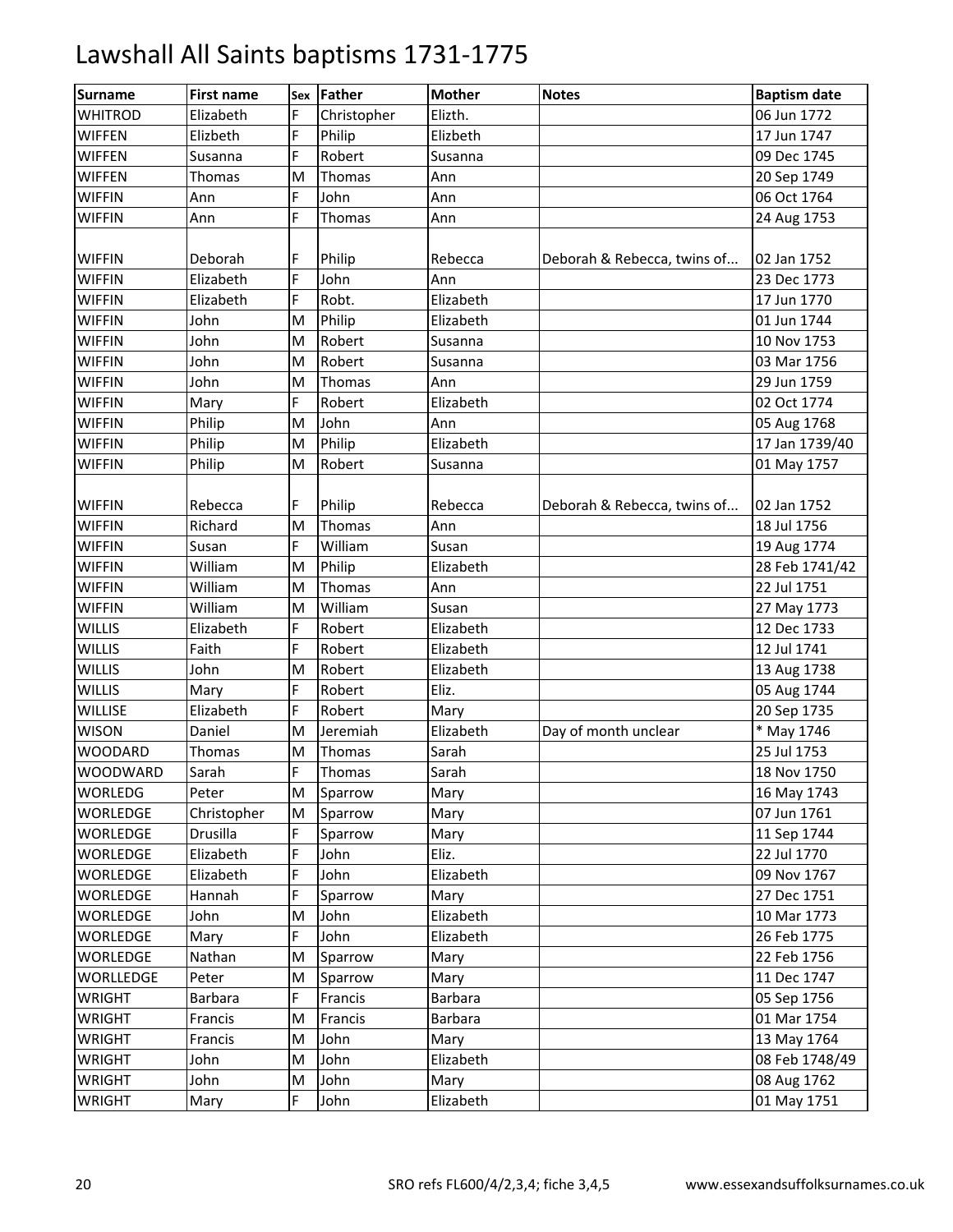# Lawshall All Saints baptisms 1731-1775

| Surname | First name | Sex | Father | Mother | Notes | Baptism date |
|---|---|---|---|---|---|---|
| WHITROD | Elizabeth | F | Christopher | Elizth. | | 06 Jun 1772 |
| WIFFEN | Elizbeth | F | Philip | Elizbeth | | 17 Jun 1747 |
| WIFFEN | Susanna | F | Robert | Susanna | | 09 Dec 1745 |
| WIFFEN | Thomas | M | Thomas | Ann | | 20 Sep 1749 |
| WIFFIN | Ann | F | John | Ann | | 06 Oct 1764 |
| WIFFIN | Ann | F | Thomas | Ann | | 24 Aug 1753 |
| WIFFIN | Deborah | F | Philip | Rebecca | Deborah & Rebecca, twins of... | 02 Jan 1752 |
| WIFFIN | Elizabeth | F | John | Ann | | 23 Dec 1773 |
| WIFFIN | Elizabeth | F | Robt. | Elizabeth | | 17 Jun 1770 |
| WIFFIN | John | M | Philip | Elizabeth | | 01 Jun 1744 |
| WIFFIN | John | M | Robert | Susanna | | 10 Nov 1753 |
| WIFFIN | John | M | Robert | Susanna | | 03 Mar 1756 |
| WIFFIN | John | M | Thomas | Ann | | 29 Jun 1759 |
| WIFFIN | Mary | F | Robert | Elizabeth | | 02 Oct 1774 |
| WIFFIN | Philip | M | John | Ann | | 05 Aug 1768 |
| WIFFIN | Philip | M | Philip | Elizabeth | | 17 Jan 1739/40 |
| WIFFIN | Philip | M | Robert | Susanna | | 01 May 1757 |
| WIFFIN | Rebecca | F | Philip | Rebecca | Deborah & Rebecca, twins of... | 02 Jan 1752 |
| WIFFIN | Richard | M | Thomas | Ann | | 18 Jul 1756 |
| WIFFIN | Susan | F | William | Susan | | 19 Aug 1774 |
| WIFFIN | William | M | Philip | Elizabeth | | 28 Feb 1741/42 |
| WIFFIN | William | M | Thomas | Ann | | 22 Jul 1751 |
| WIFFIN | William | M | William | Susan | | 27 May 1773 |
| WILLIS | Elizabeth | F | Robert | Elizabeth | | 12 Dec 1733 |
| WILLIS | Faith | F | Robert | Elizabeth | | 12 Jul 1741 |
| WILLIS | John | M | Robert | Elizabeth | | 13 Aug 1738 |
| WILLIS | Mary | F | Robert | Eliz. | | 05 Aug 1744 |
| WILLISE | Elizabeth | F | Robert | Mary | | 20 Sep 1735 |
| WISON | Daniel | M | Jeremiah | Elizabeth | Day of month unclear | * May 1746 |
| WOODARD | Thomas | M | Thomas | Sarah | | 25 Jul 1753 |
| WOODWARD | Sarah | F | Thomas | Sarah | | 18 Nov 1750 |
| WORLEDG | Peter | M | Sparrow | Mary | | 16 May 1743 |
| WORLEDGE | Christopher | M | Sparrow | Mary | | 07 Jun 1761 |
| WORLEDGE | Drusilla | F | Sparrow | Mary | | 11 Sep 1744 |
| WORLEDGE | Elizabeth | F | John | Eliz. | | 22 Jul 1770 |
| WORLEDGE | Elizabeth | F | John | Elizabeth | | 09 Nov 1767 |
| WORLEDGE | Hannah | F | Sparrow | Mary | | 27 Dec 1751 |
| WORLEDGE | John | M | John | Elizabeth | | 10 Mar 1773 |
| WORLEDGE | Mary | F | John | Elizabeth | | 26 Feb 1775 |
| WORLEDGE | Nathan | M | Sparrow | Mary | | 22 Feb 1756 |
| WORLLEDGE | Peter | M | Sparrow | Mary | | 11 Dec 1747 |
| WRIGHT | Barbara | F | Francis | Barbara | | 05 Sep 1756 |
| WRIGHT | Francis | M | Francis | Barbara | | 01 Mar 1754 |
| WRIGHT | Francis | M | John | Mary | | 13 May 1764 |
| WRIGHT | John | M | John | Elizabeth | | 08 Feb 1748/49 |
| WRIGHT | John | M | John | Mary | | 08 Aug 1762 |
| WRIGHT | Mary | F | John | Elizabeth | | 01 May 1751 |

SRO refs FL600/4/2,3,4; fiche 3,4,5

www.essexandsuffolksurnames.co.uk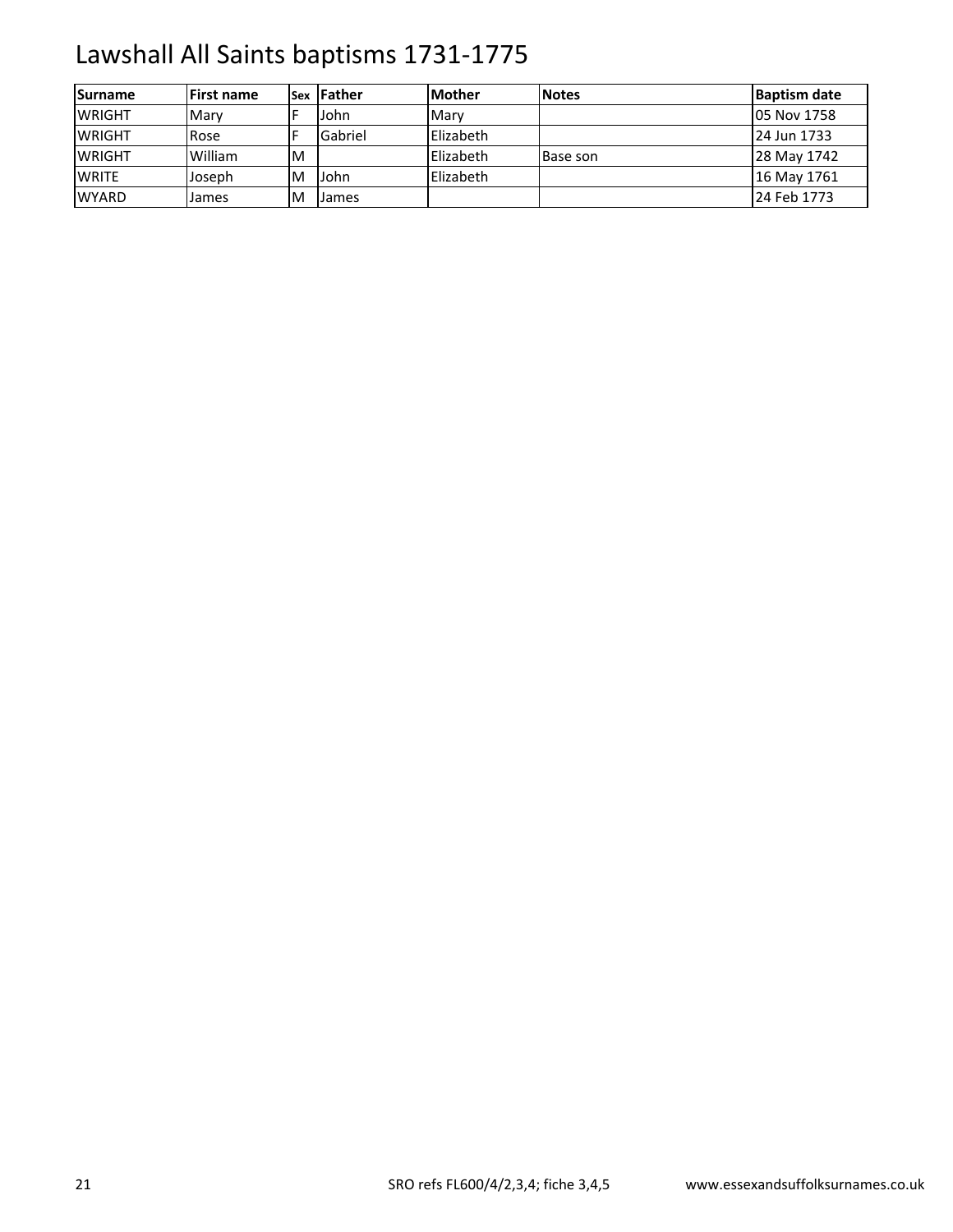# Lawshall All Saints baptisms 1731-1775

| Surname | First name | Sex | Father | Mother | Notes | Baptism date |
|---|---|---|---|---|---|---|
| WRIGHT | Mary | F | John | Mary | | 05 Nov 1758 |
| WRIGHT | Rose | F | Gabriel | Elizabeth | | 24 Jun 1733 |
| WRIGHT | William | M | | Elizabeth | Base son | 28 May 1742 |
| WRITE | Joseph | M | John | Elizabeth | | 16 May 1761 |
| WYARD | James | M | James | | | 24 Feb 1773 |

SRO refs FL600/4/2,3,4; fiche 3,4,5 www.essexandsuffolksurnames.co.uk